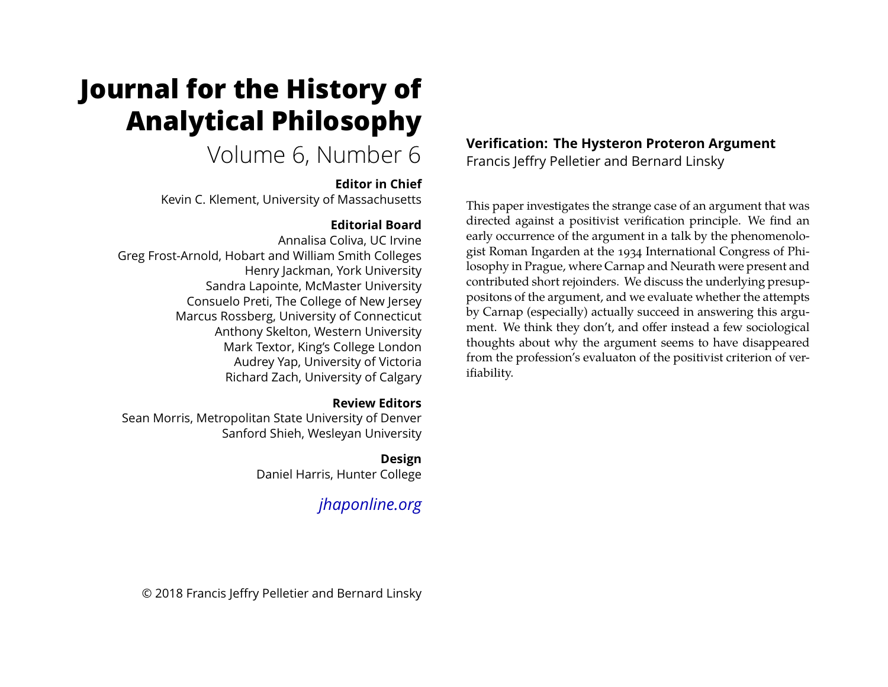# Journal for the History of Analytical Philosophy

Volume 6, Number 6

**Editor in Chief**

Kevin C. Klement, University of Massachusetts

**Editorial Board**

Annalisa Coliva, UC Irvine
Greg Frost-Arnold, Hobart and William Smith Colleges
Henry Jackman, York University
Sandra Lapointe, McMaster University
Consuelo Preti, The College of New Jersey
Marcus Rossberg, University of Connecticut
Anthony Skelton, Western University
Mark Textor, King's College London
Audrey Yap, University of Victoria
Richard Zach, University of Calgary

**Review Editors**

Sean Morris, Metropolitan State University of Denver
Sanford Shieh, Wesleyan University

**Design**

Daniel Harris, Hunter College

*jhaponline.org*

© 2018 Francis Jeffry Pelletier and Bernard Linsky

## Verification: The Hysteron Proteron Argument

Francis Jeffry Pelletier and Bernard Linsky

This paper investigates the strange case of an argument that was directed against a positivist verification principle. We find an early occurrence of the argument in a talk by the phenomenologist Roman Ingarden at the 1934 International Congress of Philosophy in Prague, where Carnap and Neurath were present and contributed short rejoinders. We discuss the underlying presuppositons of the argument, and we evaluate whether the attempts by Carnap (especially) actually succeed in answering this argument. We think they don't, and offer instead a few sociological thoughts about why the argument seems to have disappeared from the profession's evaluaton of the positivist criterion of verifiability.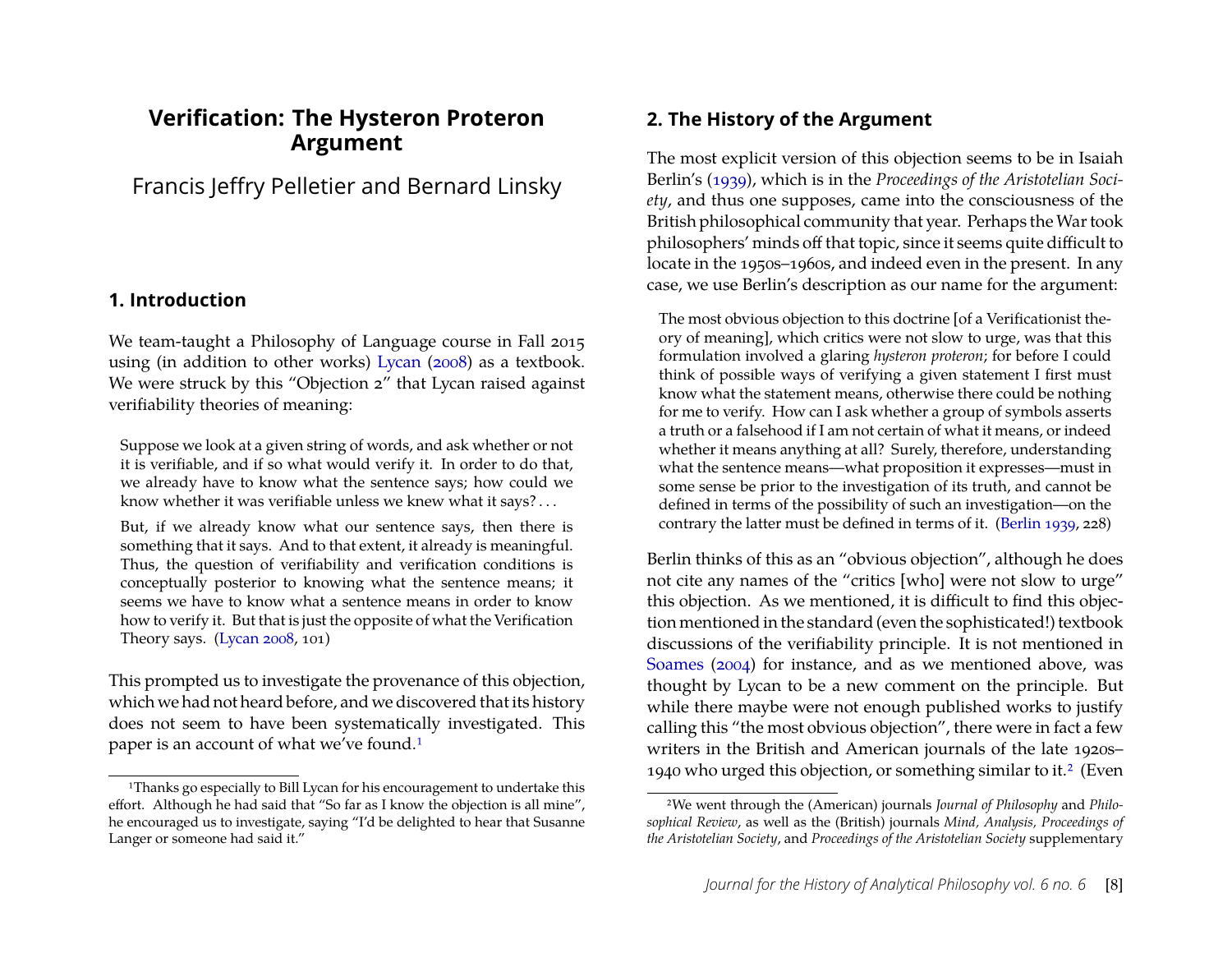# Verification: The Hysteron Proteron Argument

Francis Jeffry Pelletier and Bernard Linsky

## 1. Introduction

We team-taught a Philosophy of Language course in Fall 2015 using (in addition to other works) Lycan (2008) as a textbook. We were struck by this "Objection 2" that Lycan raised against verifiability theories of meaning:

> Suppose we look at a given string of words, and ask whether or not it is verifiable, and if so what would verify it. In order to do that, we already have to know what the sentence says; how could we know whether it was verifiable unless we knew what it says? . . .
>
> But, if we already know what our sentence says, then there is something that it says. And to that extent, it already is meaningful. Thus, the question of verifiability and verification conditions is conceptually posterior to knowing what the sentence means; it seems we have to know what a sentence means in order to know how to verify it. But that is just the opposite of what the Verification Theory says. (Lycan 2008, 101)

This prompted us to investigate the provenance of this objection, which we had not heard before, and we discovered that its history does not seem to have been systematically investigated. This paper is an account of what we've found.[1]

[1] Thanks go especially to Bill Lycan for his encouragement to undertake this effort. Although he had said that "So far as I know the objection is all mine", he encouraged us to investigate, saying "I'd be delighted to hear that Susanne Langer or someone had said it."

## 2. The History of the Argument

The most explicit version of this objection seems to be in Isaiah Berlin's (1939), which is in the *Proceedings of the Aristotelian Society*, and thus one supposes, came into the consciousness of the British philosophical community that year. Perhaps the War took philosophers' minds off that topic, since it seems quite difficult to locate in the 1950s–1960s, and indeed even in the present. In any case, we use Berlin's description as our name for the argument:

> The most obvious objection to this doctrine [of a Verificationist theory of meaning], which critics were not slow to urge, was that this formulation involved a glaring *hysteron proteron*; for before I could think of possible ways of verifying a given statement I first must know what the statement means, otherwise there could be nothing for me to verify. How can I ask whether a group of symbols asserts a truth or a falsehood if I am not certain of what it means, or indeed whether it means anything at all? Surely, therefore, understanding what the sentence means—what proposition it expresses—must in some sense be prior to the investigation of its truth, and cannot be defined in terms of the possibility of such an investigation—on the contrary the latter must be defined in terms of it. (Berlin 1939, 228)

Berlin thinks of this as an "obvious objection", although he does not cite any names of the "critics [who] were not slow to urge" this objection. As we mentioned, it is difficult to find this objection mentioned in the standard (even the sophisticated!) textbook discussions of the verifiability principle. It is not mentioned in Soames (2004) for instance, and as we mentioned above, was thought by Lycan to be a new comment on the principle. But while there maybe were not enough published works to justify calling this "the most obvious objection", there were in fact a few writers in the British and American journals of the late 1920s–1940 who urged this objection, or something similar to it.[2] (Even

[2] We went through the (American) journals *Journal of Philosophy* and *Philosophical Review*, as well as the (British) journals *Mind, Analysis, Proceedings of the Aristotelian Society*, and *Proceedings of the Aristotelian Society* supplementary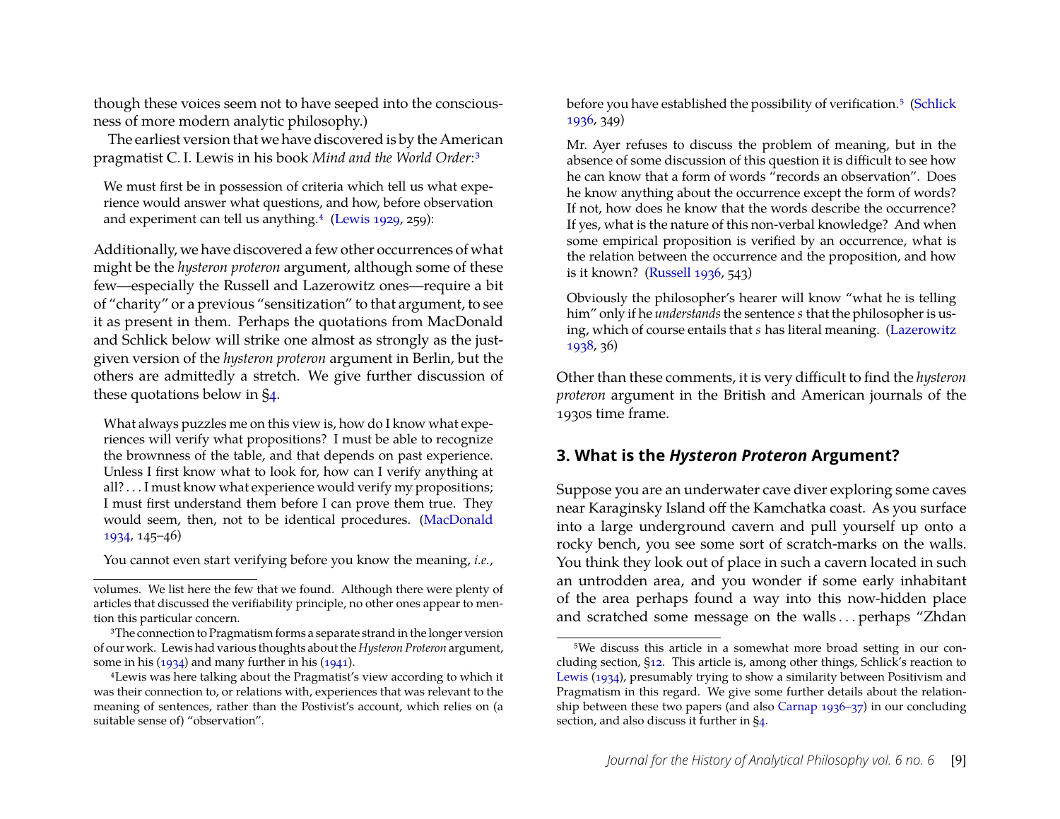though these voices seem not to have seeped into the consciousness of more modern analytic philosophy.)

The earliest version that we have discovered is by the American pragmatist C. I. Lewis in his book *Mind and the World Order*:[3]

> We must first be in possession of criteria which tell us what experience would answer what questions, and how, before observation and experiment can tell us anything.[4] (Lewis 1929, 259):

Additionally, we have discovered a few other occurrences of what might be the *hysteron proteron* argument, although some of these few—especially the Russell and Lazerowitz ones—require a bit of "charity" or a previous "sensitization" to that argument, to see it as present in them. Perhaps the quotations from MacDonald and Schlick below will strike one almost as strongly as the just-given version of the *hysteron proteron* argument in Berlin, but the others are admittedly a stretch. We give further discussion of these quotations below in §4.

> What always puzzles me on this view is, how do I know what experiences will verify what propositions? I must be able to recognize the brownness of the table, and that depends on past experience. Unless I first know what to look for, how can I verify anything at all? . . . I must know what experience would verify my propositions; I must first understand them before I can prove them true. They would seem, then, not to be identical procedures. (MacDonald 1934, 145–46)

> You cannot even start verifying before you know the meaning, *i.e.*, before you have established the possibility of verification.[5] (Schlick 1936, 349)

> Mr. Ayer refuses to discuss the problem of meaning, but in the absence of some discussion of this question it is difficult to see how he can know that a form of words "records an observation". Does he know anything about the occurrence except the form of words? If not, how does he know that the words describe the occurrence? If yes, what is the nature of this non-verbal knowledge? And when some empirical proposition is verified by an occurrence, what is the relation between the occurrence and the proposition, and how is it known? (Russell 1936, 543)

> Obviously the philosopher's hearer will know "what he is telling him" only if he *understands* the sentence *s* that the philosopher is using, which of course entails that *s* has literal meaning. (Lazerowitz 1938, 36)

Other than these comments, it is very difficult to find the *hysteron proteron* argument in the British and American journals of the 1930s time frame.

## 3. What is the *Hysteron Proteron* Argument?

Suppose you are an underwater cave diver exploring some caves near Karaginsky Island off the Kamchatka coast. As you surface into a large underground cavern and pull yourself up onto a rocky bench, you see some sort of scratch-marks on the walls. You think they look out of place in such a cavern located in such an untrodden area, and you wonder if some early inhabitant of the area perhaps found a way into this now-hidden place and scratched some message on the walls . . . perhaps "Zhdan

---

volumes. We list here the few that we found. Although there were plenty of articles that discussed the verifiability principle, no other ones appear to mention this particular concern.

[3] The connection to Pragmatism forms a separate strand in the longer version of our work. Lewis had various thoughts about the *Hysteron Proteron* argument, some in his (1934) and many further in his (1941).

[4] Lewis was here talking about the Pragmatist's view according to which it was their connection to, or relations with, experiences that was relevant to the meaning of sentences, rather than the Postivist's account, which relies on (a suitable sense of) "observation".

[5] We discuss this article in a somewhat more broad setting in our concluding section, §12. This article is, among other things, Schlick's reaction to Lewis (1934), presumably trying to show a similarity between Positivism and Pragmatism in this regard. We give some further details about the relationship between these two papers (and also Carnap 1936–37) in our concluding section, and also discuss it further in §4.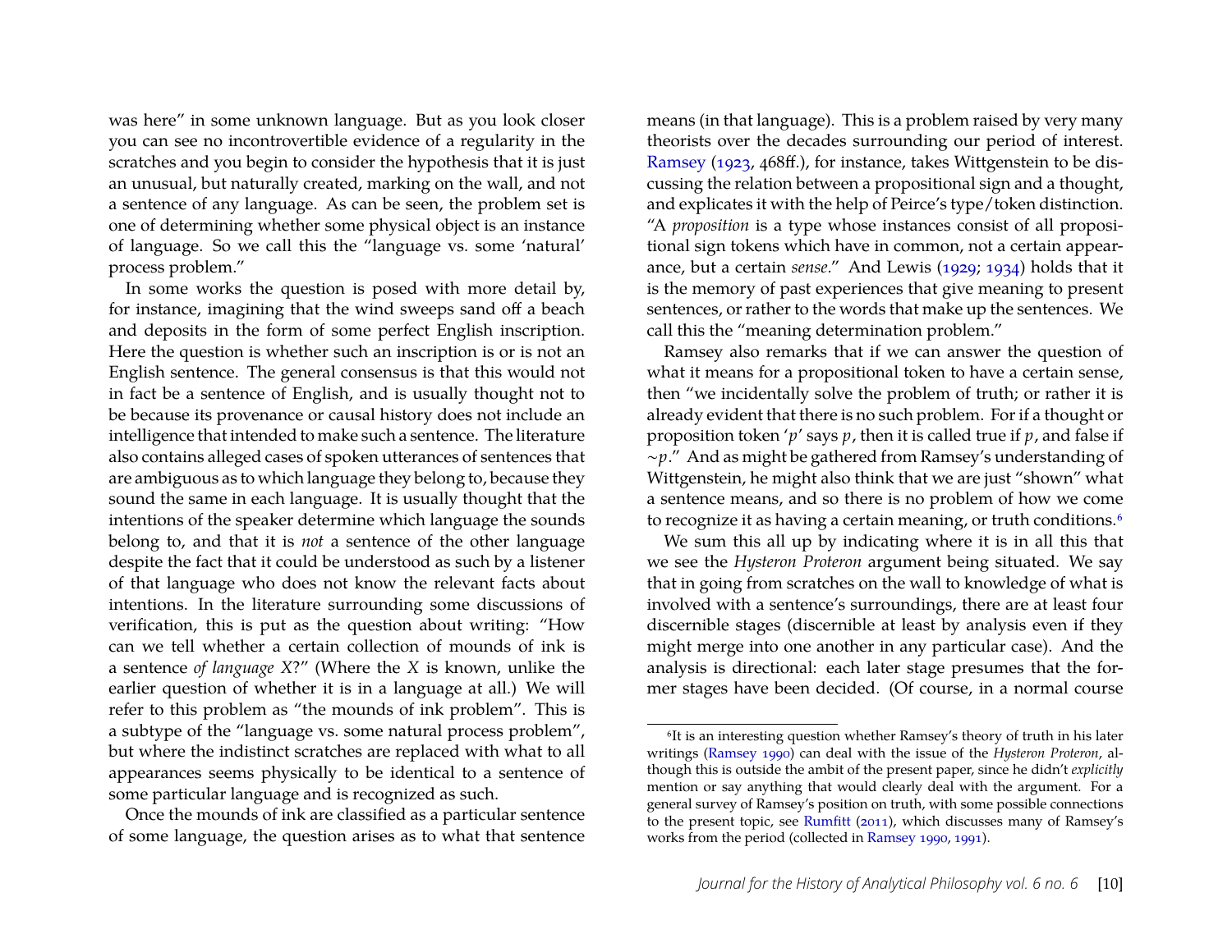was here" in some unknown language. But as you look closer you can see no incontrovertible evidence of a regularity in the scratches and you begin to consider the hypothesis that it is just an unusual, but naturally created, marking on the wall, and not a sentence of any language. As can be seen, the problem set is one of determining whether some physical object is an instance of language. So we call this the "language vs. some 'natural' process problem."

In some works the question is posed with more detail by, for instance, imagining that the wind sweeps sand off a beach and deposits in the form of some perfect English inscription. Here the question is whether such an inscription is or is not an English sentence. The general consensus is that this would not in fact be a sentence of English, and is usually thought not to be because its provenance or causal history does not include an intelligence that intended to make such a sentence. The literature also contains alleged cases of spoken utterances of sentences that are ambiguous as to which language they belong to, because they sound the same in each language. It is usually thought that the intentions of the speaker determine which language the sounds belong to, and that it is *not* a sentence of the other language despite the fact that it could be understood as such by a listener of that language who does not know the relevant facts about intentions. In the literature surrounding some discussions of verification, this is put as the question about writing: "How can we tell whether a certain collection of mounds of ink is a sentence *of language X*?" (Where the *X* is known, unlike the earlier question of whether it is in a language at all.) We will refer to this problem as "the mounds of ink problem". This is a subtype of the "language vs. some natural process problem", but where the indistinct scratches are replaced with what to all appearances seems physically to be identical to a sentence of some particular language and is recognized as such.

Once the mounds of ink are classified as a particular sentence of some language, the question arises as to what that sentence means (in that language). This is a problem raised by very many theorists over the decades surrounding our period of interest. Ramsey (1923, 468ff.), for instance, takes Wittgenstein to be discussing the relation between a propositional sign and a thought, and explicates it with the help of Peirce's type/token distinction. "A *proposition* is a type whose instances consist of all propositional sign tokens which have in common, not a certain appearance, but a certain *sense*." And Lewis (1929; 1934) holds that it is the memory of past experiences that give meaning to present sentences, or rather to the words that make up the sentences. We call this the "meaning determination problem."

Ramsey also remarks that if we can answer the question of what it means for a propositional token to have a certain sense, then "we incidentally solve the problem of truth; or rather it is already evident that there is no such problem. For if a thought or proposition token '*p*' says *p*, then it is called true if *p*, and false if ~*p*." And as might be gathered from Ramsey's understanding of Wittgenstein, he might also think that we are just "shown" what a sentence means, and so there is no problem of how we come to recognize it as having a certain meaning, or truth conditions.[6]

We sum this all up by indicating where it is in all this that we see the *Hysteron Proteron* argument being situated. We say that in going from scratches on the wall to knowledge of what is involved with a sentence's surroundings, there are at least four discernible stages (discernible at least by analysis even if they might merge into one another in any particular case). And the analysis is directional: each later stage presumes that the former stages have been decided. (Of course, in a normal course

[6]It is an interesting question whether Ramsey's theory of truth in his later writings (Ramsey 1990) can deal with the issue of the *Hysteron Proteron*, although this is outside the ambit of the present paper, since he didn't *explicitly* mention or say anything that would clearly deal with the argument. For a general survey of Ramsey's position on truth, with some possible connections to the present topic, see Rumfitt (2011), which discusses many of Ramsey's works from the period (collected in Ramsey 1990, 1991).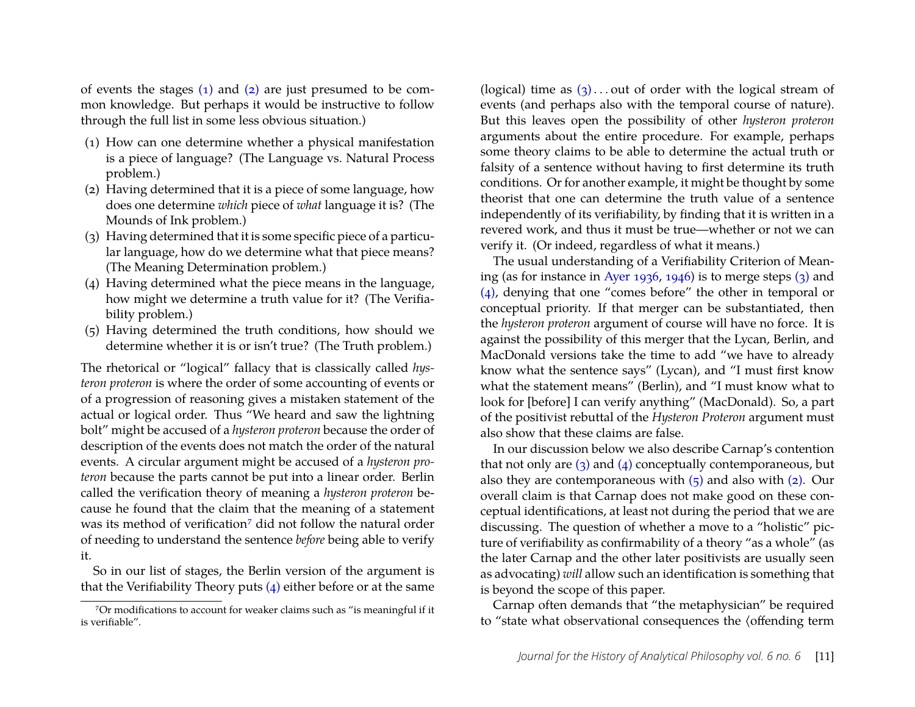of events the stages (1) and (2) are just presumed to be common knowledge. But perhaps it would be instructive to follow through the full list in some less obvious situation.)

(1) How can one determine whether a physical manifestation is a piece of language? (The Language vs. Natural Process problem.)
(2) Having determined that it is a piece of some language, how does one determine *which* piece of *what* language it is? (The Mounds of Ink problem.)
(3) Having determined that it is some specific piece of a particular language, how do we determine what that piece means? (The Meaning Determination problem.)
(4) Having determined what the piece means in the language, how might we determine a truth value for it? (The Verifiability problem.)
(5) Having determined the truth conditions, how should we determine whether it is or isn't true? (The Truth problem.)

The rhetorical or "logical" fallacy that is classically called *hysteron proteron* is where the order of some accounting of events or of a progression of reasoning gives a mistaken statement of the actual or logical order. Thus "We heard and saw the lightning bolt" might be accused of a *hysteron proteron* because the order of description of the events does not match the order of the natural events. A circular argument might be accused of a *hysteron proteron* because the parts cannot be put into a linear order. Berlin called the verification theory of meaning a *hysteron proteron* because he found that the claim that the meaning of a statement was its method of verification[7] did not follow the natural order of needing to understand the sentence *before* being able to verify it.

So in our list of stages, the Berlin version of the argument is that the Verifiability Theory puts (4) either before or at the same (logical) time as (3) . . . out of order with the logical stream of events (and perhaps also with the temporal course of nature). But this leaves open the possibility of other *hysteron proteron* arguments about the entire procedure. For example, perhaps some theory claims to be able to determine the actual truth or falsity of a sentence without having to first determine its truth conditions. Or for another example, it might be thought by some theorist that one can determine the truth value of a sentence independently of its verifiability, by finding that it is written in a revered work, and thus it must be true—whether or not we can verify it. (Or indeed, regardless of what it means.)

The usual understanding of a Verifiability Criterion of Meaning (as for instance in Ayer 1936, 1946) is to merge steps (3) and (4), denying that one "comes before" the other in temporal or conceptual priority. If that merger can be substantiated, then the *hysteron proteron* argument of course will have no force. It is against the possibility of this merger that the Lycan, Berlin, and MacDonald versions take the time to add "we have to already know what the sentence says" (Lycan), and "I must first know what the statement means" (Berlin), and "I must know what to look for [before] I can verify anything" (MacDonald). So, a part of the positivist rebuttal of the *Hysteron Proteron* argument must also show that these claims are false.

In our discussion below we also describe Carnap's contention that not only are (3) and (4) conceptually contemporaneous, but also they are contemporaneous with (5) and also with (2). Our overall claim is that Carnap does not make good on these conceptual identifications, at least not during the period that we are discussing. The question of whether a move to a "holistic" picture of verifiability as confirmability of a theory "as a whole" (as the later Carnap and the other later positivists are usually seen as advocating) *will* allow such an identification is something that is beyond the scope of this paper.

Carnap often demands that "the metaphysician" be required to "state what observational consequences the ⟨offending term

[7] Or modifications to account for weaker claims such as "is meaningful if it is verifiable".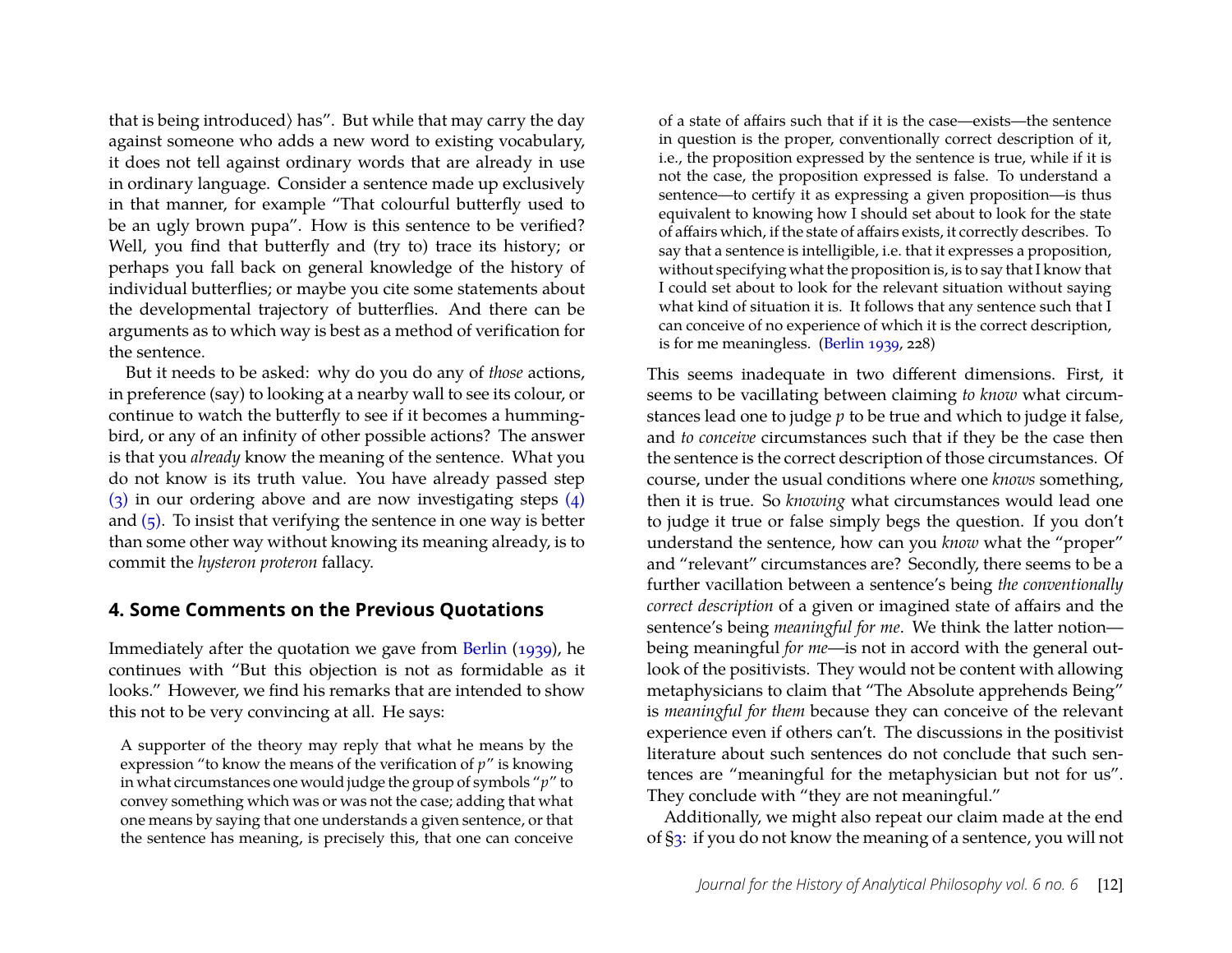that is being introduced⟩ has". But while that may carry the day against someone who adds a new word to existing vocabulary, it does not tell against ordinary words that are already in use in ordinary language. Consider a sentence made up exclusively in that manner, for example "That colourful butterfly used to be an ugly brown pupa". How is this sentence to be verified? Well, you find that butterfly and (try to) trace its history; or perhaps you fall back on general knowledge of the history of individual butterflies; or maybe you cite some statements about the developmental trajectory of butterflies. And there can be arguments as to which way is best as a method of verification for the sentence.

But it needs to be asked: why do you do any of *those* actions, in preference (say) to looking at a nearby wall to see its colour, or continue to watch the butterfly to see if it becomes a hummingbird, or any of an infinity of other possible actions? The answer is that you *already* know the meaning of the sentence. What you do not know is its truth value. You have already passed step (3) in our ordering above and are now investigating steps (4) and (5). To insist that verifying the sentence in one way is better than some other way without knowing its meaning already, is to commit the *hysteron proteron* fallacy.

## 4. Some Comments on the Previous Quotations

Immediately after the quotation we gave from Berlin (1939), he continues with "But this objection is not as formidable as it looks." However, we find his remarks that are intended to show this not to be very convincing at all. He says:

> A supporter of the theory may reply that what he means by the expression "to know the means of the verification of *p*" is knowing in what circumstances one would judge the group of symbols "*p*" to convey something which was or was not the case; adding that what one means by saying that one understands a given sentence, or that the sentence has meaning, is precisely this, that one can conceive of a state of affairs such that if it is the case—exists—the sentence in question is the proper, conventionally correct description of it, i.e., the proposition expressed by the sentence is true, while if it is not the case, the proposition expressed is false. To understand a sentence—to certify it as expressing a given proposition—is thus equivalent to knowing how I should set about to look for the state of affairs which, if the state of affairs exists, it correctly describes. To say that a sentence is intelligible, i.e. that it expresses a proposition, without specifying what the proposition is, is to say that I know that I could set about to look for the relevant situation without saying what kind of situation it is. It follows that any sentence such that I can conceive of no experience of which it is the correct description, is for me meaningless. (Berlin 1939, 228)

This seems inadequate in two different dimensions. First, it seems to be vacillating between claiming *to know* what circumstances lead one to judge *p* to be true and which to judge it false, and *to conceive* circumstances such that if they be the case then the sentence is the correct description of those circumstances. Of course, under the usual conditions where one *knows* something, then it is true. So *knowing* what circumstances would lead one to judge it true or false simply begs the question. If you don't understand the sentence, how can you *know* what the "proper" and "relevant" circumstances are? Secondly, there seems to be a further vacillation between a sentence's being *the conventionally correct description* of a given or imagined state of affairs and the sentence's being *meaningful for me*. We think the latter notion—being meaningful *for me*—is not in accord with the general outlook of the positivists. They would not be content with allowing metaphysicians to claim that "The Absolute apprehends Being" is *meaningful for them* because they can conceive of the relevant experience even if others can't. The discussions in the positivist literature about such sentences do not conclude that such sentences are "meaningful for the metaphysician but not for us". They conclude with "they are not meaningful."

Additionally, we might also repeat our claim made at the end of §3: if you do not know the meaning of a sentence, you will not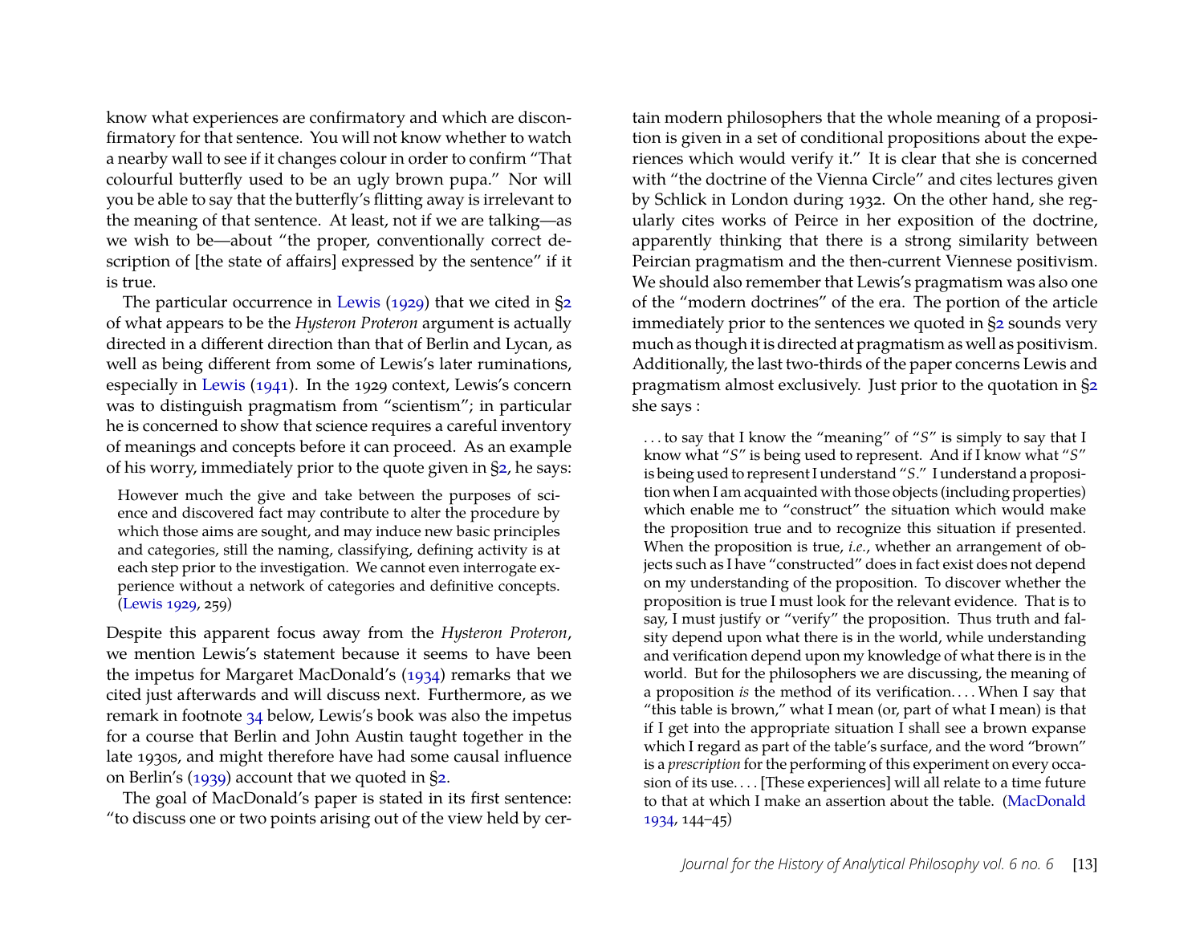know what experiences are confirmatory and which are disconfirmatory for that sentence. You will not know whether to watch a nearby wall to see if it changes colour in order to confirm "That colourful butterfly used to be an ugly brown pupa." Nor will you be able to say that the butterfly's flitting away is irrelevant to the meaning of that sentence. At least, not if we are talking—as we wish to be—about "the proper, conventionally correct description of [the state of affairs] expressed by the sentence" if it is true.

The particular occurrence in Lewis (1929) that we cited in §2 of what appears to be the *Hysteron Proteron* argument is actually directed in a different direction than that of Berlin and Lycan, as well as being different from some of Lewis's later ruminations, especially in Lewis (1941). In the 1929 context, Lewis's concern was to distinguish pragmatism from "scientism"; in particular he is concerned to show that science requires a careful inventory of meanings and concepts before it can proceed. As an example of his worry, immediately prior to the quote given in §2, he says:

> However much the give and take between the purposes of science and discovered fact may contribute to alter the procedure by which those aims are sought, and may induce new basic principles and categories, still the naming, classifying, defining activity is at each step prior to the investigation. We cannot even interrogate experience without a network of categories and definitive concepts. (Lewis 1929, 259)

Despite this apparent focus away from the *Hysteron Proteron*, we mention Lewis's statement because it seems to have been the impetus for Margaret MacDonald's (1934) remarks that we cited just afterwards and will discuss next. Furthermore, as we remark in footnote 34 below, Lewis's book was also the impetus for a course that Berlin and John Austin taught together in the late 1930s, and might therefore have had some causal influence on Berlin's (1939) account that we quoted in §2.

The goal of MacDonald's paper is stated in its first sentence: "to discuss one or two points arising out of the view held by certain modern philosophers that the whole meaning of a proposition is given in a set of conditional propositions about the experiences which would verify it." It is clear that she is concerned with "the doctrine of the Vienna Circle" and cites lectures given by Schlick in London during 1932. On the other hand, she regularly cites works of Peirce in her exposition of the doctrine, apparently thinking that there is a strong similarity between Peircian pragmatism and the then-current Viennese positivism. We should also remember that Lewis's pragmatism was also one of the "modern doctrines" of the era. The portion of the article immediately prior to the sentences we quoted in §2 sounds very much as though it is directed at pragmatism as well as positivism. Additionally, the last two-thirds of the paper concerns Lewis and pragmatism almost exclusively. Just prior to the quotation in §2 she says :

> . . . to say that I know the "meaning" of "*S*" is simply to say that I know what "*S*" is being used to represent. And if I know what "*S*" is being used to represent I understand "*S*." I understand a proposition when I am acquainted with those objects (including properties) which enable me to "construct" the situation which would make the proposition true and to recognize this situation if presented. When the proposition is true, *i.e.*, whether an arrangement of objects such as I have "constructed" does in fact exist does not depend on my understanding of the proposition. To discover whether the proposition is true I must look for the relevant evidence. That is to say, I must justify or "verify" the proposition. Thus truth and falsity depend upon what there is in the world, while understanding and verification depend upon my knowledge of what there is in the world. But for the philosophers we are discussing, the meaning of a proposition *is* the method of its verification. . . . When I say that "this table is brown," what I mean (or, part of what I mean) is that if I get into the appropriate situation I shall see a brown expanse which I regard as part of the table's surface, and the word "brown" is a *prescription* for the performing of this experiment on every occasion of its use. . . . [These experiences] will all relate to a time future to that at which I make an assertion about the table. (MacDonald 1934, 144–45)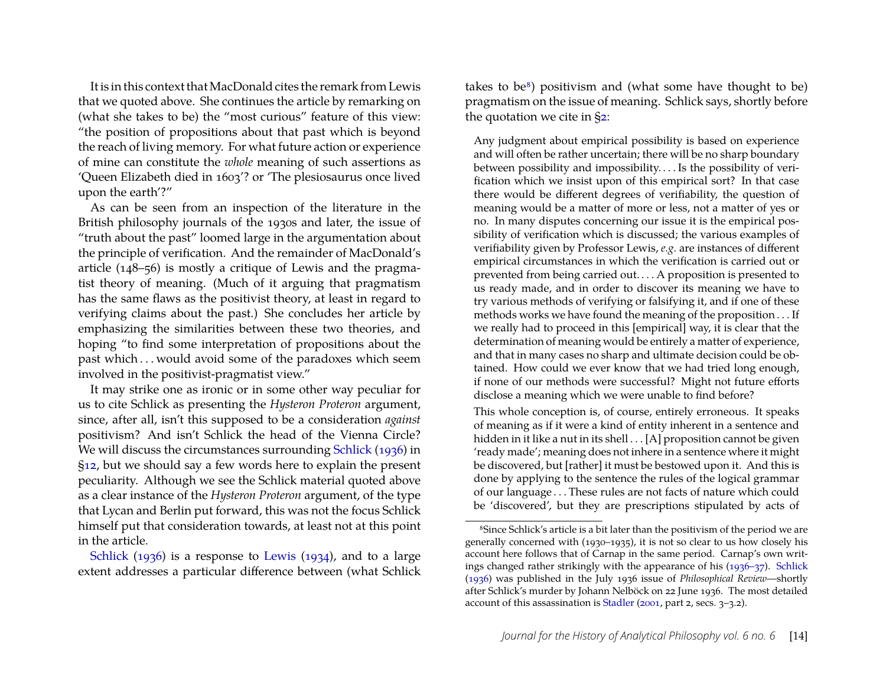It is in this context that MacDonald cites the remark from Lewis that we quoted above. She continues the article by remarking on (what she takes to be) the "most curious" feature of this view: "the position of propositions about that past which is beyond the reach of living memory. For what future action or experience of mine can constitute the *whole* meaning of such assertions as 'Queen Elizabeth died in 1603'? or 'The plesiosaurus once lived upon the earth'?"

As can be seen from an inspection of the literature in the British philosophy journals of the 1930s and later, the issue of "truth about the past" loomed large in the argumentation about the principle of verification. And the remainder of MacDonald's article (148–56) is mostly a critique of Lewis and the pragmatist theory of meaning. (Much of it arguing that pragmatism has the same flaws as the positivist theory, at least in regard to verifying claims about the past.) She concludes her article by emphasizing the similarities between these two theories, and hoping "to find some interpretation of propositions about the past which . . . would avoid some of the paradoxes which seem involved in the positivist-pragmatist view."

It may strike one as ironic or in some other way peculiar for us to cite Schlick as presenting the *Hysteron Proteron* argument, since, after all, isn't this supposed to be a consideration *against* positivism? And isn't Schlick the head of the Vienna Circle? We will discuss the circumstances surrounding Schlick (1936) in §12, but we should say a few words here to explain the present peculiarity. Although we see the Schlick material quoted above as a clear instance of the *Hysteron Proteron* argument, of the type that Lycan and Berlin put forward, this was not the focus Schlick himself put that consideration towards, at least not at this point in the article.

Schlick (1936) is a response to Lewis (1934), and to a large extent addresses a particular difference between (what Schlick takes to be[8]) positivism and (what some have thought to be) pragmatism on the issue of meaning. Schlick says, shortly before the quotation we cite in §2:

> Any judgment about empirical possibility is based on experience and will often be rather uncertain; there will be no sharp boundary between possibility and impossibility. . . . Is the possibility of verification which we insist upon of this empirical sort? In that case there would be different degrees of verifiability, the question of meaning would be a matter of more or less, not a matter of yes or no. In many disputes concerning our issue it is the empirical possibility of verification which is discussed; the various examples of verifiability given by Professor Lewis, *e.g.* are instances of different empirical circumstances in which the verification is carried out or prevented from being carried out. . . . A proposition is presented to us ready made, and in order to discover its meaning we have to try various methods of verifying or falsifying it, and if one of these methods works we have found the meaning of the proposition . . . If we really had to proceed in this [empirical] way, it is clear that the determination of meaning would be entirely a matter of experience, and that in many cases no sharp and ultimate decision could be obtained. How could we ever know that we had tried long enough, if none of our methods were successful? Might not future efforts disclose a meaning which we were unable to find before?
>
> This whole conception is, of course, entirely erroneous. It speaks of meaning as if it were a kind of entity inherent in a sentence and hidden in it like a nut in its shell . . . [A] proposition cannot be given 'ready made'; meaning does not inhere in a sentence where it might be discovered, but [rather] it must be bestowed upon it. And this is done by applying to the sentence the rules of the logical grammar of our language . . . These rules are not facts of nature which could be 'discovered', but they are prescriptions stipulated by acts of

[8] Since Schlick's article is a bit later than the positivism of the period we are generally concerned with (1930–1935), it is not so clear to us how closely his account here follows that of Carnap in the same period. Carnap's own writings changed rather strikingly with the appearance of his (1936–37). Schlick (1936) was published in the July 1936 issue of *Philosophical Review*—shortly after Schlick's murder by Johann Nelböck on 22 June 1936. The most detailed account of this assassination is Stadler (2001, part 2, secs. 3–3.2).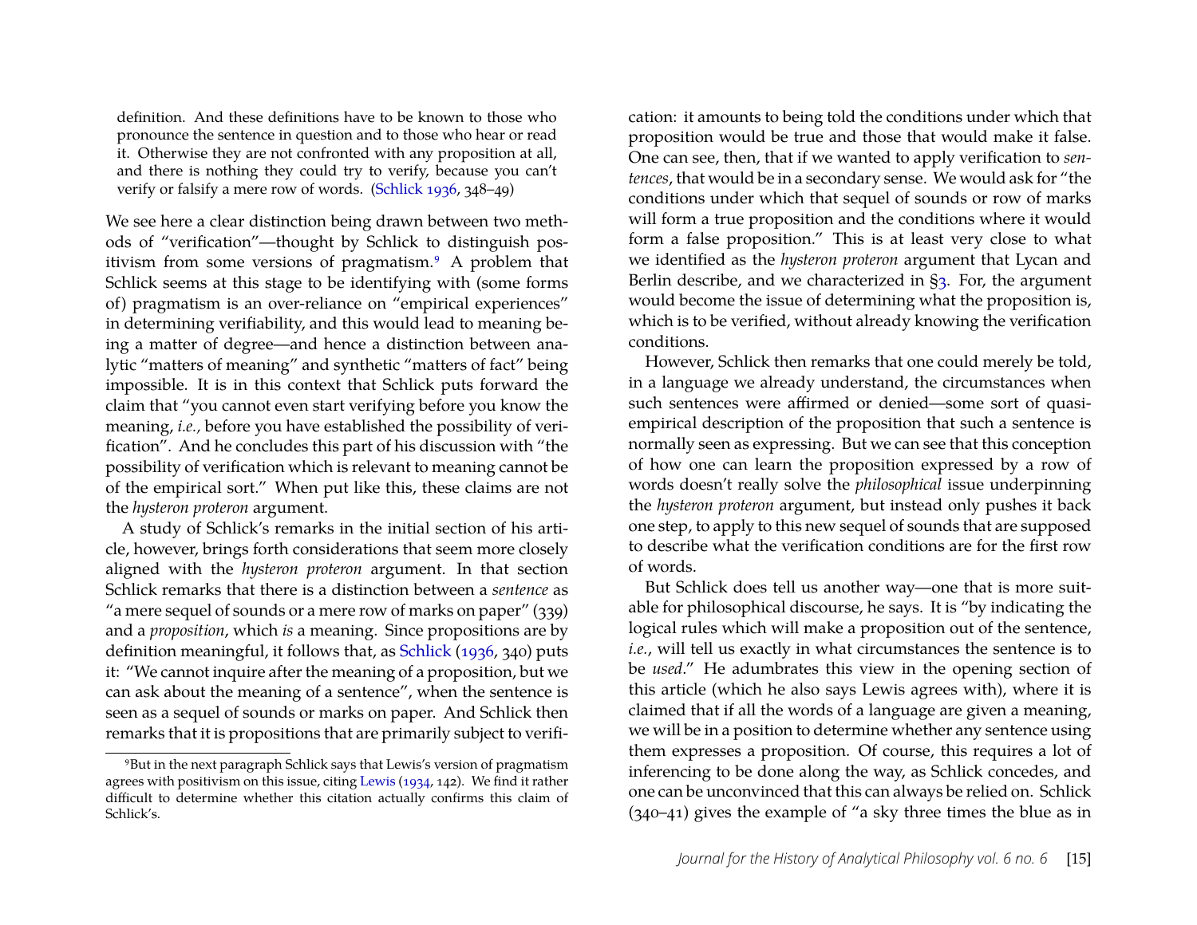> definition. And these definitions have to be known to those who pronounce the sentence in question and to those who hear or read it. Otherwise they are not confronted with any proposition at all, and there is nothing they could try to verify, because you can't verify or falsify a mere row of words. (Schlick 1936, 348–49)

We see here a clear distinction being drawn between two methods of "verification"—thought by Schlick to distinguish positivism from some versions of pragmatism.[9] A problem that Schlick seems at this stage to be identifying with (some forms of) pragmatism is an over-reliance on "empirical experiences" in determining verifiability, and this would lead to meaning being a matter of degree—and hence a distinction between analytic "matters of meaning" and synthetic "matters of fact" being impossible. It is in this context that Schlick puts forward the claim that "you cannot even start verifying before you know the meaning, *i.e.,* before you have established the possibility of verification". And he concludes this part of his discussion with "the possibility of verification which is relevant to meaning cannot be of the empirical sort." When put like this, these claims are not the *hysteron proteron* argument.

A study of Schlick's remarks in the initial section of his article, however, brings forth considerations that seem more closely aligned with the *hysteron proteron* argument. In that section Schlick remarks that there is a distinction between a *sentence* as "a mere sequel of sounds or a mere row of marks on paper" (339) and a *proposition*, which *is* a meaning. Since propositions are by definition meaningful, it follows that, as Schlick (1936, 340) puts it: "We cannot inquire after the meaning of a proposition, but we can ask about the meaning of a sentence", when the sentence is seen as a sequel of sounds or marks on paper. And Schlick then remarks that it is propositions that are primarily subject to verification: it amounts to being told the conditions under which that proposition would be true and those that would make it false. One can see, then, that if we wanted to apply verification to *sentences*, that would be in a secondary sense. We would ask for "the conditions under which that sequel of sounds or row of marks will form a true proposition and the conditions where it would form a false proposition." This is at least very close to what we identified as the *hysteron proteron* argument that Lycan and Berlin describe, and we characterized in §3. For, the argument would become the issue of determining what the proposition is, which is to be verified, without already knowing the verification conditions.

However, Schlick then remarks that one could merely be told, in a language we already understand, the circumstances when such sentences were affirmed or denied—some sort of quasi-empirical description of the proposition that such a sentence is normally seen as expressing. But we can see that this conception of how one can learn the proposition expressed by a row of words doesn't really solve the *philosophical* issue underpinning the *hysteron proteron* argument, but instead only pushes it back one step, to apply to this new sequel of sounds that are supposed to describe what the verification conditions are for the first row of words.

But Schlick does tell us another way—one that is more suitable for philosophical discourse, he says. It is "by indicating the logical rules which will make a proposition out of the sentence, *i.e.*, will tell us exactly in what circumstances the sentence is to be *used*." He adumbrates this view in the opening section of this article (which he also says Lewis agrees with), where it is claimed that if all the words of a language are given a meaning, we will be in a position to determine whether any sentence using them expresses a proposition. Of course, this requires a lot of inferencing to be done along the way, as Schlick concedes, and one can be unconvinced that this can always be relied on. Schlick (340–41) gives the example of "a sky three times the blue as in

[9] But in the next paragraph Schlick says that Lewis's version of pragmatism agrees with positivism on this issue, citing Lewis (1934, 142). We find it rather difficult to determine whether this citation actually confirms this claim of Schlick's.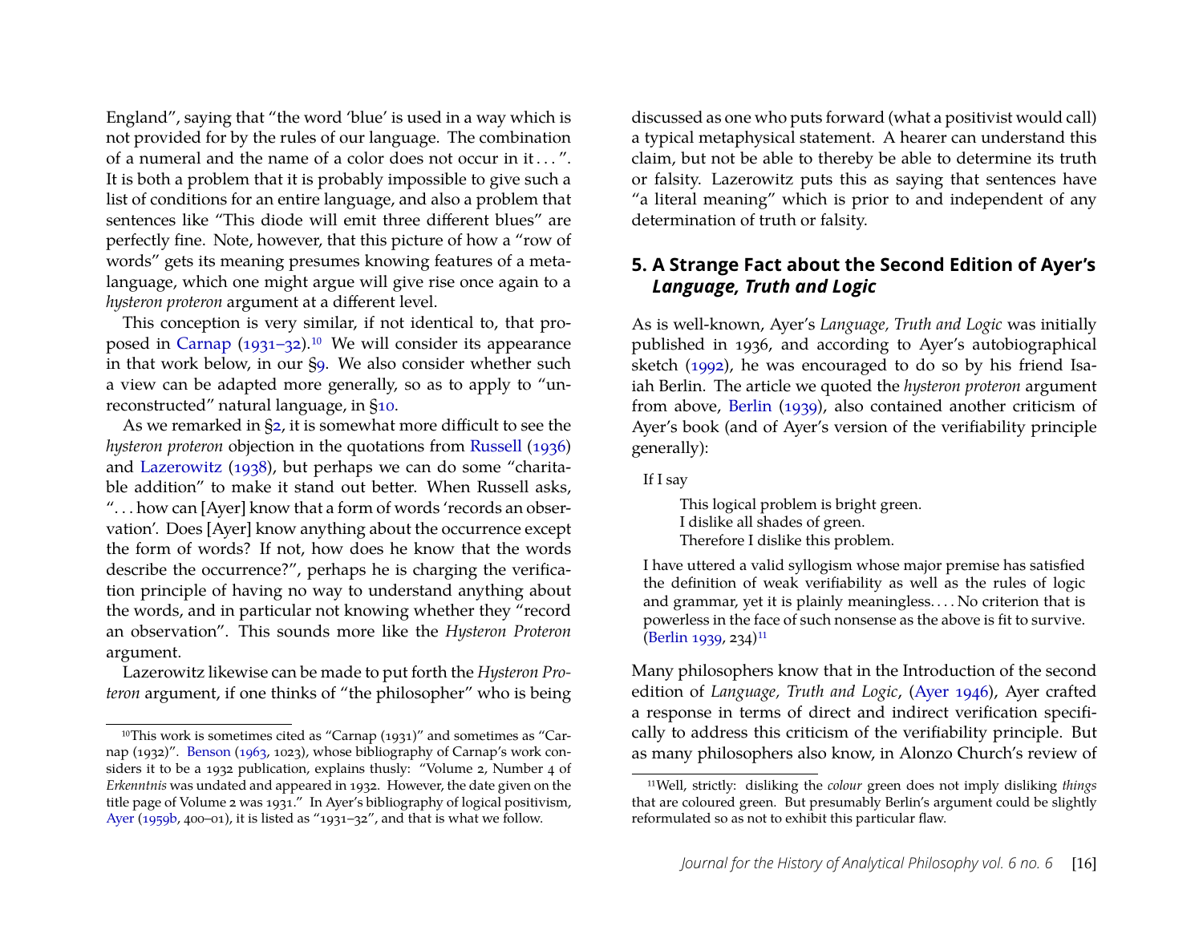England", saying that "the word 'blue' is used in a way which is not provided for by the rules of our language. The combination of a numeral and the name of a color does not occur in it . . . ". It is both a problem that it is probably impossible to give such a list of conditions for an entire language, and also a problem that sentences like "This diode will emit three different blues" are perfectly fine. Note, however, that this picture of how a "row of words" gets its meaning presumes knowing features of a meta-language, which one might argue will give rise once again to a *hysteron proteron* argument at a different level.

This conception is very similar, if not identical to, that proposed in Carnap (1931–32).[10] We will consider its appearance in that work below, in our §9. We also consider whether such a view can be adapted more generally, so as to apply to "unreconstructed" natural language, in §10.

As we remarked in §2, it is somewhat more difficult to see the *hysteron proteron* objection in the quotations from Russell (1936) and Lazerowitz (1938), but perhaps we can do some "charitable addition" to make it stand out better. When Russell asks, ". . . how can [Ayer] know that a form of words 'records an observation'. Does [Ayer] know anything about the occurrence except the form of words? If not, how does he know that the words describe the occurrence?", perhaps he is charging the verification principle of having no way to understand anything about the words, and in particular not knowing whether they "record an observation". This sounds more like the *Hysteron Proteron* argument.

Lazerowitz likewise can be made to put forth the *Hysteron Proteron* argument, if one thinks of "the philosopher" who is being discussed as one who puts forward (what a positivist would call) a typical metaphysical statement. A hearer can understand this claim, but not be able to thereby be able to determine its truth or falsity. Lazerowitz puts this as saying that sentences have "a literal meaning" which is prior to and independent of any determination of truth or falsity.

## 5. A Strange Fact about the Second Edition of Ayer's *Language, Truth and Logic*

As is well-known, Ayer's *Language, Truth and Logic* was initially published in 1936, and according to Ayer's autobiographical sketch (1992), he was encouraged to do so by his friend Isaiah Berlin. The article we quoted the *hysteron proteron* argument from above, Berlin (1939), also contained another criticism of Ayer's book (and of Ayer's version of the verifiability principle generally):

> If I say
>
> This logical problem is bright green.
> I dislike all shades of green.
> Therefore I dislike this problem.
>
> I have uttered a valid syllogism whose major premise has satisfied the definition of weak verifiability as well as the rules of logic and grammar, yet it is plainly meaningless. . . . No criterion that is powerless in the face of such nonsense as the above is fit to survive. (Berlin 1939, 234)[11]

Many philosophers know that in the Introduction of the second edition of *Language, Truth and Logic*, (Ayer 1946), Ayer crafted a response in terms of direct and indirect verification specifically to address this criticism of the verifiability principle. But as many philosophers also know, in Alonzo Church's review of

---

[10] This work is sometimes cited as "Carnap (1931)" and sometimes as "Carnap (1932)". Benson (1963, 1023), whose bibliography of Carnap's work considers it to be a 1932 publication, explains thusly: "Volume 2, Number 4 of *Erkenntnis* was undated and appeared in 1932. However, the date given on the title page of Volume 2 was 1931." In Ayer's bibliography of logical positivism, Ayer (1959b, 400–01), it is listed as "1931–32", and that is what we follow.

[11] Well, strictly: disliking the *colour* green does not imply disliking *things* that are coloured green. But presumably Berlin's argument could be slightly reformulated so as not to exhibit this particular flaw.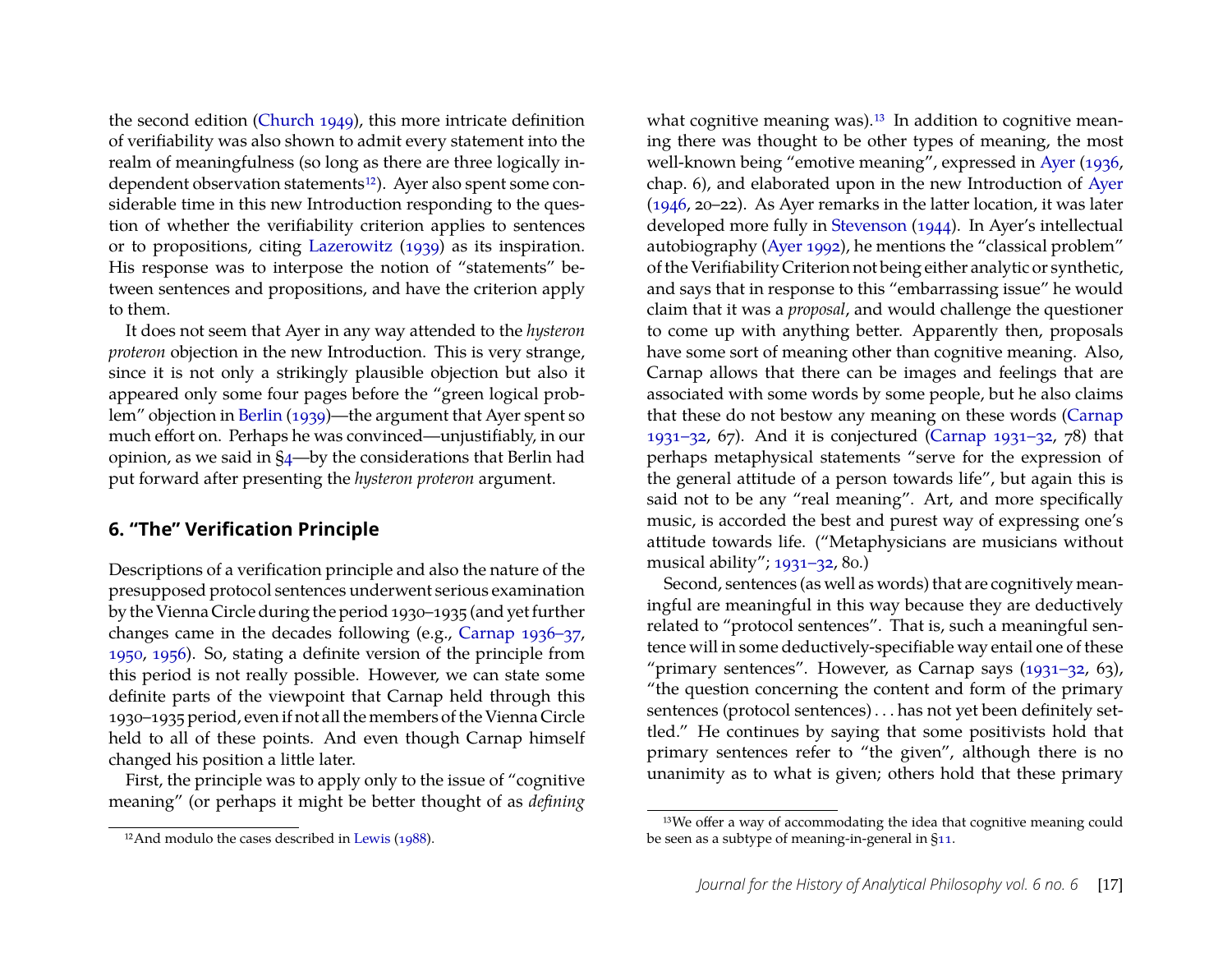the second edition (Church 1949), this more intricate definition of verifiability was also shown to admit every statement into the realm of meaningfulness (so long as there are three logically independent observation statements[12]). Ayer also spent some considerable time in this new Introduction responding to the question of whether the verifiability criterion applies to sentences or to propositions, citing Lazerowitz (1939) as its inspiration. His response was to interpose the notion of "statements" between sentences and propositions, and have the criterion apply to them.

It does not seem that Ayer in any way attended to the *hysteron proteron* objection in the new Introduction. This is very strange, since it is not only a strikingly plausible objection but also it appeared only some four pages before the "green logical problem" objection in Berlin (1939)—the argument that Ayer spent so much effort on. Perhaps he was convinced—unjustifiably, in our opinion, as we said in §4—by the considerations that Berlin had put forward after presenting the *hysteron proteron* argument.

## 6. "The" Verification Principle

Descriptions of a verification principle and also the nature of the presupposed protocol sentences underwent serious examination by the Vienna Circle during the period 1930–1935 (and yet further changes came in the decades following (e.g., Carnap 1936–37, 1950, 1956). So, stating a definite version of the principle from this period is not really possible. However, we can state some definite parts of the viewpoint that Carnap held through this 1930–1935 period, even if not all the members of the Vienna Circle held to all of these points. And even though Carnap himself changed his position a little later.

First, the principle was to apply only to the issue of "cognitive meaning" (or perhaps it might be better thought of as *defining* what cognitive meaning was).[13] In addition to cognitive meaning there was thought to be other types of meaning, the most well-known being "emotive meaning", expressed in Ayer (1936, chap. 6), and elaborated upon in the new Introduction of Ayer (1946, 20–22). As Ayer remarks in the latter location, it was later developed more fully in Stevenson (1944). In Ayer's intellectual autobiography (Ayer 1992), he mentions the "classical problem" of the Verifiability Criterion not being either analytic or synthetic, and says that in response to this "embarrassing issue" he would claim that it was a *proposal*, and would challenge the questioner to come up with anything better. Apparently then, proposals have some sort of meaning other than cognitive meaning. Also, Carnap allows that there can be images and feelings that are associated with some words by some people, but he also claims that these do not bestow any meaning on these words (Carnap 1931–32, 67). And it is conjectured (Carnap 1931–32, 78) that perhaps metaphysical statements "serve for the expression of the general attitude of a person towards life", but again this is said not to be any "real meaning". Art, and more specifically music, is accorded the best and purest way of expressing one's attitude towards life. ("Metaphysicians are musicians without musical ability"; 1931–32, 80.)

Second, sentences (as well as words) that are cognitively meaningful are meaningful in this way because they are deductively related to "protocol sentences". That is, such a meaningful sentence will in some deductively-specifiable way entail one of these "primary sentences". However, as Carnap says (1931–32, 63), "the question concerning the content and form of the primary sentences (protocol sentences) . . . has not yet been definitely settled." He continues by saying that some positivists hold that primary sentences refer to "the given", although there is no unanimity as to what is given; others hold that these primary

[12] And modulo the cases described in Lewis (1988).

[13] We offer a way of accommodating the idea that cognitive meaning could be seen as a subtype of meaning-in-general in §11.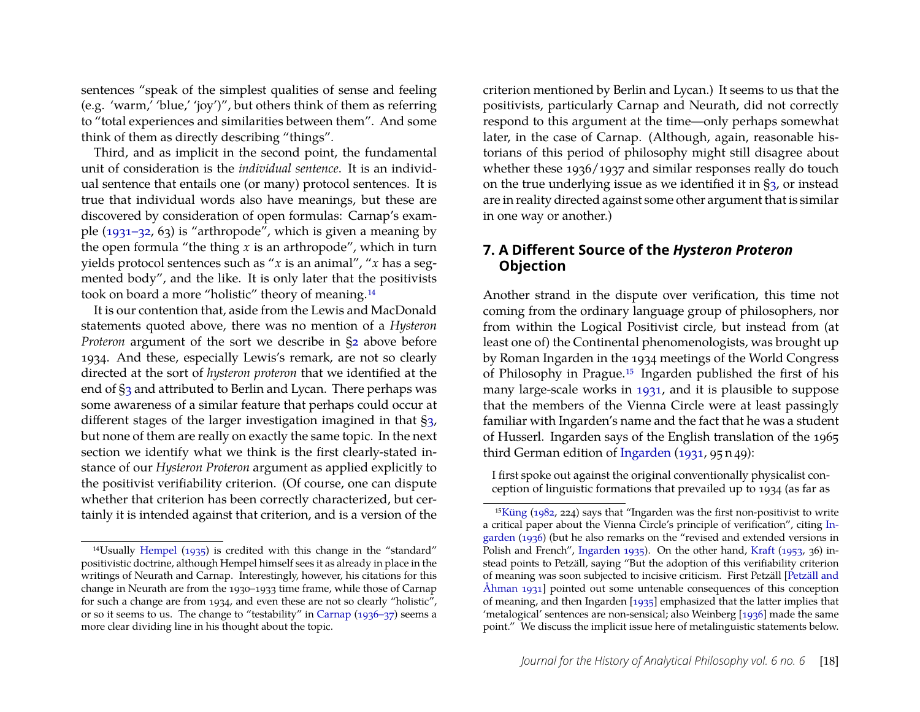sentences "speak of the simplest qualities of sense and feeling (e.g. 'warm,' 'blue,' 'joy')", but others think of them as referring to "total experiences and similarities between them". And some think of them as directly describing "things".

Third, and as implicit in the second point, the fundamental unit of consideration is the *individual sentence*. It is an individual sentence that entails one (or many) protocol sentences. It is true that individual words also have meanings, but these are discovered by consideration of open formulas: Carnap's example (1931–32, 63) is "arthropode", which is given a meaning by the open formula "the thing $x$ is an arthropode", which in turn yields protocol sentences such as "$x$ is an animal", "$x$ has a segmented body", and the like. It is only later that the positivists took on board a more "holistic" theory of meaning.[14]

It is our contention that, aside from the Lewis and MacDonald statements quoted above, there was no mention of a *Hysteron Proteron* argument of the sort we describe in §2 above before 1934. And these, especially Lewis's remark, are not so clearly directed at the sort of *hysteron proteron* that we identified at the end of §3 and attributed to Berlin and Lycan. There perhaps was some awareness of a similar feature that perhaps could occur at different stages of the larger investigation imagined in that §3, but none of them are really on exactly the same topic. In the next section we identify what we think is the first clearly-stated instance of our *Hysteron Proteron* argument as applied explicitly to the positivist verifiability criterion. (Of course, one can dispute whether that criterion has been correctly characterized, but certainly it is intended against that criterion, and is a version of the criterion mentioned by Berlin and Lycan.) It seems to us that the positivists, particularly Carnap and Neurath, did not correctly respond to this argument at the time—only perhaps somewhat later, in the case of Carnap. (Although, again, reasonable historians of this period of philosophy might still disagree about whether these 1936/1937 and similar responses really do touch on the true underlying issue as we identified it in §3, or instead are in reality directed against some other argument that is similar in one way or another.)

## 7. A Different Source of the *Hysteron Proteron* Objection

Another strand in the dispute over verification, this time not coming from the ordinary language group of philosophers, nor from within the Logical Positivist circle, but instead from (at least one of) the Continental phenomenologists, was brought up by Roman Ingarden in the 1934 meetings of the World Congress of Philosophy in Prague.[15] Ingarden published the first of his many large-scale works in 1931, and it is plausible to suppose that the members of the Vienna Circle were at least passingly familiar with Ingarden's name and the fact that he was a student of Husserl. Ingarden says of the English translation of the 1965 third German edition of Ingarden (1931, 95 n 49):

> I first spoke out against the original conventionally physicalist conception of linguistic formations that prevailed up to 1934 (as far as

[14] Usually Hempel (1935) is credited with this change in the "standard" positivistic doctrine, although Hempel himself sees it as already in place in the writings of Neurath and Carnap. Interestingly, however, his citations for this change in Neurath are from the 1930–1933 time frame, while those of Carnap for such a change are from 1934, and even these are not so clearly "holistic", or so it seems to us. The change to "testability" in Carnap (1936–37) seems a more clear dividing line in his thought about the topic.

[15] Küng (1982, 224) says that "Ingarden was the first non-positivist to write a critical paper about the Vienna Circle's principle of verification", citing Ingarden (1936) (but he also remarks on the "revised and extended versions in Polish and French", Ingarden 1935). On the other hand, Kraft (1953, 36) instead points to Petzäll, saying "But the adoption of this verifiability criterion of meaning was soon subjected to incisive criticism. First Petzäll [Petzäll and Åhman 1931] pointed out some untenable consequences of this conception of meaning, and then Ingarden [1935] emphasized that the latter implies that 'metalogical' sentences are non-sensical; also Weinberg [1936] made the same point." We discuss the implicit issue here of metalinguistic statements below.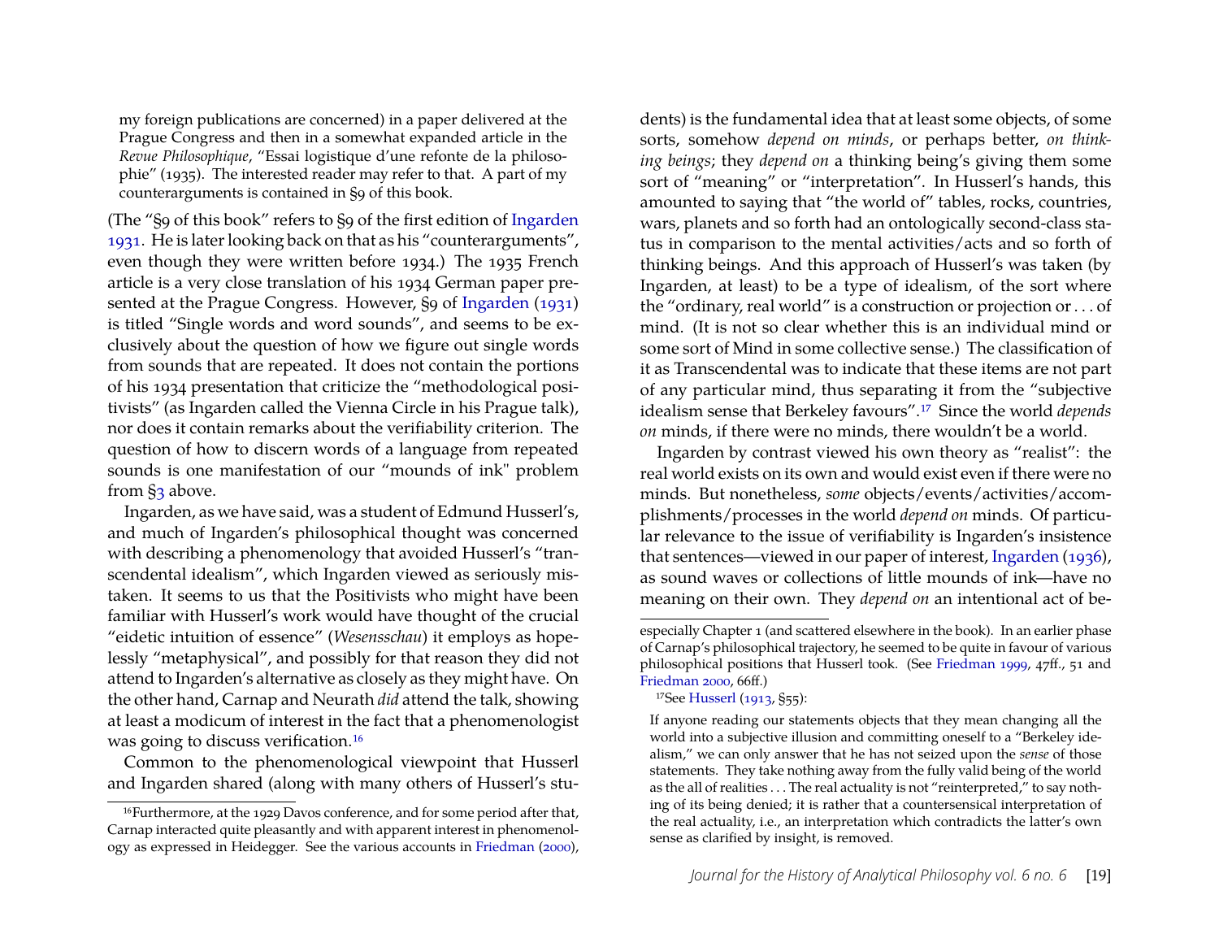my foreign publications are concerned) in a paper delivered at the Prague Congress and then in a somewhat expanded article in the *Revue Philosophique*, "Essai logistique d'une refonte de la philosophie" (1935). The interested reader may refer to that. A part of my counterarguments is contained in §9 of this book.

(The "§9 of this book" refers to §9 of the first edition of Ingarden 1931. He is later looking back on that as his "counterarguments", even though they were written before 1934.) The 1935 French article is a very close translation of his 1934 German paper presented at the Prague Congress. However, §9 of Ingarden (1931) is titled "Single words and word sounds", and seems to be exclusively about the question of how we figure out single words from sounds that are repeated. It does not contain the portions of his 1934 presentation that criticize the "methodological positivists" (as Ingarden called the Vienna Circle in his Prague talk), nor does it contain remarks about the verifiability criterion. The question of how to discern words of a language from repeated sounds is one manifestation of our "mounds of ink" problem from §3 above.

Ingarden, as we have said, was a student of Edmund Husserl's, and much of Ingarden's philosophical thought was concerned with describing a phenomenology that avoided Husserl's "transcendental idealism", which Ingarden viewed as seriously mistaken. It seems to us that the Positivists who might have been familiar with Husserl's work would have thought of the crucial "eidetic intuition of essence" (*Wesensschau*) it employs as hopelessly "metaphysical", and possibly for that reason they did not attend to Ingarden's alternative as closely as they might have. On the other hand, Carnap and Neurath *did* attend the talk, showing at least a modicum of interest in the fact that a phenomenologist was going to discuss verification.[16]

Common to the phenomenological viewpoint that Husserl and Ingarden shared (along with many others of Husserl's students) is the fundamental idea that at least some objects, of some sorts, somehow *depend on minds*, or perhaps better, *on thinking beings*; they *depend on* a thinking being's giving them some sort of "meaning" or "interpretation". In Husserl's hands, this amounted to saying that "the world of" tables, rocks, countries, wars, planets and so forth had an ontologically second-class status in comparison to the mental activities/acts and so forth of thinking beings. And this approach of Husserl's was taken (by Ingarden, at least) to be a type of idealism, of the sort where the "ordinary, real world" is a construction or projection or . . . of mind. (It is not so clear whether this is an individual mind or some sort of Mind in some collective sense.) The classification of it as Transcendental was to indicate that these items are not part of any particular mind, thus separating it from the "subjective idealism sense that Berkeley favours".[17] Since the world *depends on* minds, if there were no minds, there wouldn't be a world.

Ingarden by contrast viewed his own theory as "realist": the real world exists on its own and would exist even if there were no minds. But nonetheless, *some* objects/events/activities/accomplishments/processes in the world *depend on* minds. Of particular relevance to the issue of verifiability is Ingarden's insistence that sentences—viewed in our paper of interest, Ingarden (1936), as sound waves or collections of little mounds of ink—have no meaning on their own. They *depend on* an intentional act of be-

---

[16] Furthermore, at the 1929 Davos conference, and for some period after that, Carnap interacted quite pleasantly and with apparent interest in phenomenology as expressed in Heidegger. See the various accounts in Friedman (2000), especially Chapter 1 (and scattered elsewhere in the book). In an earlier phase of Carnap's philosophical trajectory, he seemed to be quite in favour of various philosophical positions that Husserl took. (See Friedman 1999, 47ff., 51 and Friedman 2000, 66ff.)

[17] See Husserl (1913, §55):

> If anyone reading our statements objects that they mean changing all the world into a subjective illusion and committing oneself to a "Berkeley idealism," we can only answer that he has not seized upon the *sense* of those statements. They take nothing away from the fully valid being of the world as the all of realities . . . The real actuality is not "reinterpreted," to say nothing of its being denied; it is rather that a countersensical interpretation of the real actuality, i.e., an interpretation which contradicts the latter's own sense as clarified by insight, is removed.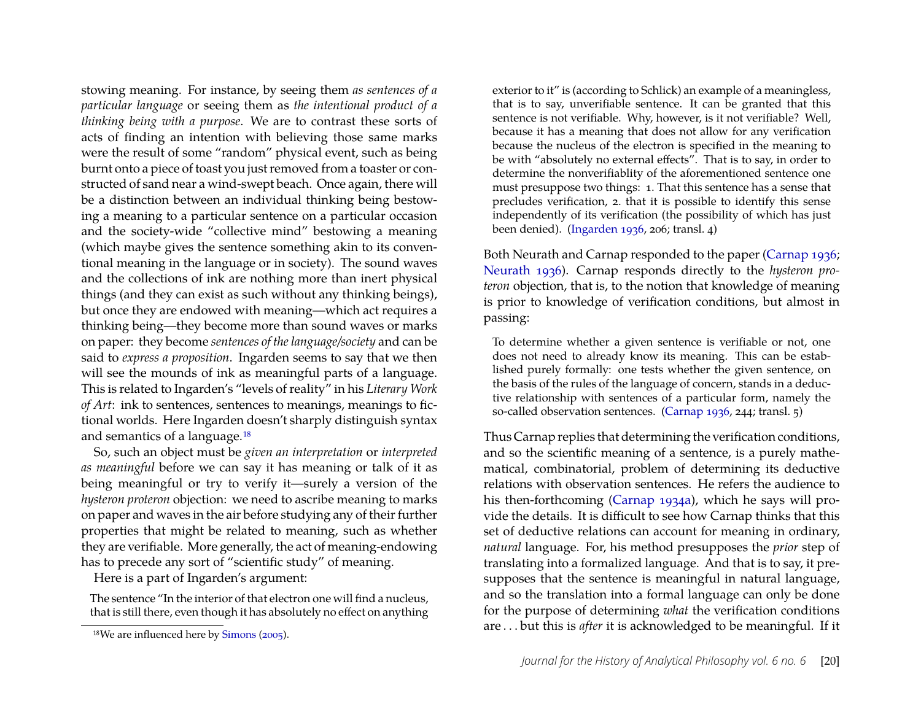stowing meaning. For instance, by seeing them *as sentences of a particular language* or seeing them as *the intentional product of a thinking being with a purpose*. We are to contrast these sorts of acts of finding an intention with believing those same marks were the result of some "random" physical event, such as being burnt onto a piece of toast you just removed from a toaster or constructed of sand near a wind-swept beach. Once again, there will be a distinction between an individual thinking being bestowing a meaning to a particular sentence on a particular occasion and the society-wide "collective mind" bestowing a meaning (which maybe gives the sentence something akin to its conventional meaning in the language or in society). The sound waves and the collections of ink are nothing more than inert physical things (and they can exist as such without any thinking beings), but once they are endowed with meaning—which act requires a thinking being—they become more than sound waves or marks on paper: they become *sentences of the language/society* and can be said to *express a proposition*. Ingarden seems to say that we then will see the mounds of ink as meaningful parts of a language. This is related to Ingarden's "levels of reality" in his *Literary Work of Art*: ink to sentences, sentences to meanings, meanings to fictional worlds. Here Ingarden doesn't sharply distinguish syntax and semantics of a language.[18]

So, such an object must be *given an interpretation* or *interpreted as meaningful* before we can say it has meaning or talk of it as being meaningful or try to verify it—surely a version of the *hysteron proteron* objection: we need to ascribe meaning to marks on paper and waves in the air before studying any of their further properties that might be related to meaning, such as whether they are verifiable. More generally, the act of meaning-endowing has to precede any sort of "scientific study" of meaning.

Here is a part of Ingarden's argument:

> The sentence "In the interior of that electron one will find a nucleus, that is still there, even though it has absolutely no effect on anything exterior to it" is (according to Schlick) an example of a meaningless, that is to say, unverifiable sentence. It can be granted that this sentence is not verifiable. Why, however, is it not verifiable? Well, because it has a meaning that does not allow for any verification because the nucleus of the electron is specified in the meaning to be with "absolutely no external effects". That is to say, in order to determine the nonverifiablity of the aforementioned sentence one must presuppose two things: 1. That this sentence has a sense that precludes verification, 2. that it is possible to identify this sense independently of its verification (the possibility of which has just been denied). (Ingarden 1936, 206; transl. 4)

Both Neurath and Carnap responded to the paper (Carnap 1936; Neurath 1936). Carnap responds directly to the *hysteron proteron* objection, that is, to the notion that knowledge of meaning is prior to knowledge of verification conditions, but almost in passing:

> To determine whether a given sentence is verifiable or not, one does not need to already know its meaning. This can be established purely formally: one tests whether the given sentence, on the basis of the rules of the language of concern, stands in a deductive relationship with sentences of a particular form, namely the so-called observation sentences. (Carnap 1936, 244; transl. 5)

Thus Carnap replies that determining the verification conditions, and so the scientific meaning of a sentence, is a purely mathematical, combinatorial, problem of determining its deductive relations with observation sentences. He refers the audience to his then-forthcoming (Carnap 1934a), which he says will provide the details. It is difficult to see how Carnap thinks that this set of deductive relations can account for meaning in ordinary, *natural* language. For, his method presupposes the *prior* step of translating into a formalized language. And that is to say, it presupposes that the sentence is meaningful in natural language, and so the translation into a formal language can only be done for the purpose of determining *what* the verification conditions are . . . but this is *after* it is acknowledged to be meaningful. If it

[18] We are influenced here by Simons (2005).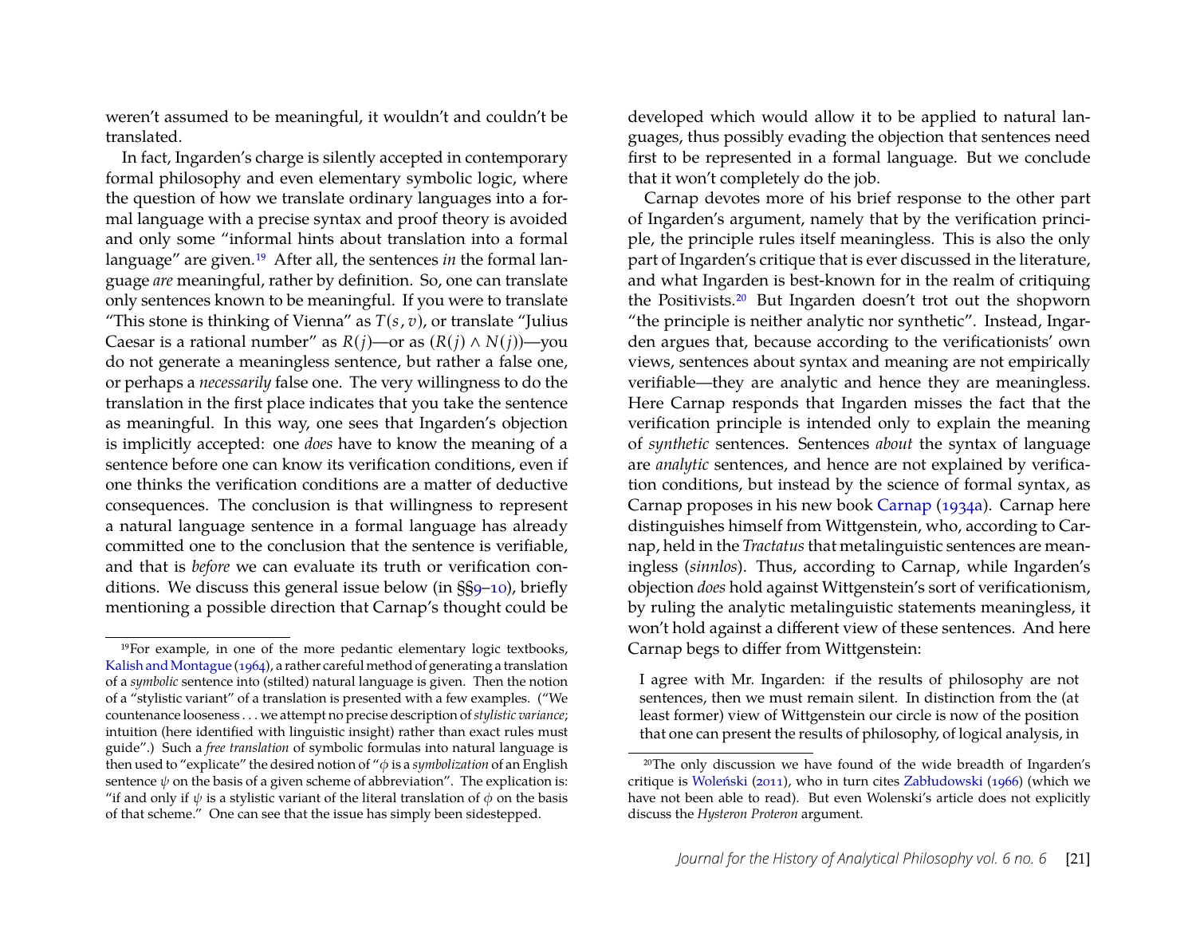weren't assumed to be meaningful, it wouldn't and couldn't be translated.

In fact, Ingarden's charge is silently accepted in contemporary formal philosophy and even elementary symbolic logic, where the question of how we translate ordinary languages into a formal language with a precise syntax and proof theory is avoided and only some "informal hints about translation into a formal language" are given.[19] After all, the sentences *in* the formal language *are* meaningful, rather by definition. So, one can translate only sentences known to be meaningful. If you were to translate "This stone is thinking of Vienna" as $T(s, v)$, or translate "Julius Caesar is a rational number" as $R(j)$—or as $(R(j) \wedge N(j))$—you do not generate a meaningless sentence, but rather a false one, or perhaps a *necessarily* false one. The very willingness to do the translation in the first place indicates that you take the sentence as meaningful. In this way, one sees that Ingarden's objection is implicitly accepted: one *does* have to know the meaning of a sentence before one can know its verification conditions, even if one thinks the verification conditions are a matter of deductive consequences. The conclusion is that willingness to represent a natural language sentence in a formal language has already committed one to the conclusion that the sentence is verifiable, and that is *before* we can evaluate its truth or verification conditions. We discuss this general issue below (in §§9–10), briefly mentioning a possible direction that Carnap's thought could be developed which would allow it to be applied to natural languages, thus possibly evading the objection that sentences need first to be represented in a formal language. But we conclude that it won't completely do the job.

Carnap devotes more of his brief response to the other part of Ingarden's argument, namely that by the verification principle, the principle rules itself meaningless. This is also the only part of Ingarden's critique that is ever discussed in the literature, and what Ingarden is best-known for in the realm of critiquing the Positivists.[20] But Ingarden doesn't trot out the shopworn "the principle is neither analytic nor synthetic". Instead, Ingarden argues that, because according to the verificationists' own views, sentences about syntax and meaning are not empirically verifiable—they are analytic and hence they are meaningless. Here Carnap responds that Ingarden misses the fact that the verification principle is intended only to explain the meaning of *synthetic* sentences. Sentences *about* the syntax of language are *analytic* sentences, and hence are not explained by verification conditions, but instead by the science of formal syntax, as Carnap proposes in his new book Carnap (1934a). Carnap here distinguishes himself from Wittgenstein, who, according to Carnap, held in the *Tractatus* that metalinguistic sentences are meaningless (*sinnlos*). Thus, according to Carnap, while Ingarden's objection *does* hold against Wittgenstein's sort of verificationism, by ruling the analytic metalinguistic statements meaningless, it won't hold against a different view of these sentences. And here Carnap begs to differ from Wittgenstein:

> I agree with Mr. Ingarden: if the results of philosophy are not sentences, then we must remain silent. In distinction from the (at least former) view of Wittgenstein our circle is now of the position that one can present the results of philosophy, of logical analysis, in

---

[19] For example, in one of the more pedantic elementary logic textbooks, Kalish and Montague (1964), a rather careful method of generating a translation of a *symbolic* sentence into (stilted) natural language is given. Then the notion of a "stylistic variant" of a translation is presented with a few examples. ("We countenance looseness . . . we attempt no precise description of *stylistic variance*; intuition (here identified with linguistic insight) rather than exact rules must guide".) Such a *free translation* of symbolic formulas into natural language is then used to "explicate" the desired notion of "$\phi$ is a *symbolization* of an English sentence $\psi$ on the basis of a given scheme of abbreviation". The explication is: "if and only if $\psi$ is a stylistic variant of the literal translation of $\phi$ on the basis of that scheme." One can see that the issue has simply been sidestepped.

[20] The only discussion we have found of the wide breadth of Ingarden's critique is Woleński (2011), who in turn cites Zabłudowski (1966) (which we have not been able to read). But even Wolenski's article does not explicitly discuss the *Hysteron Proteron* argument.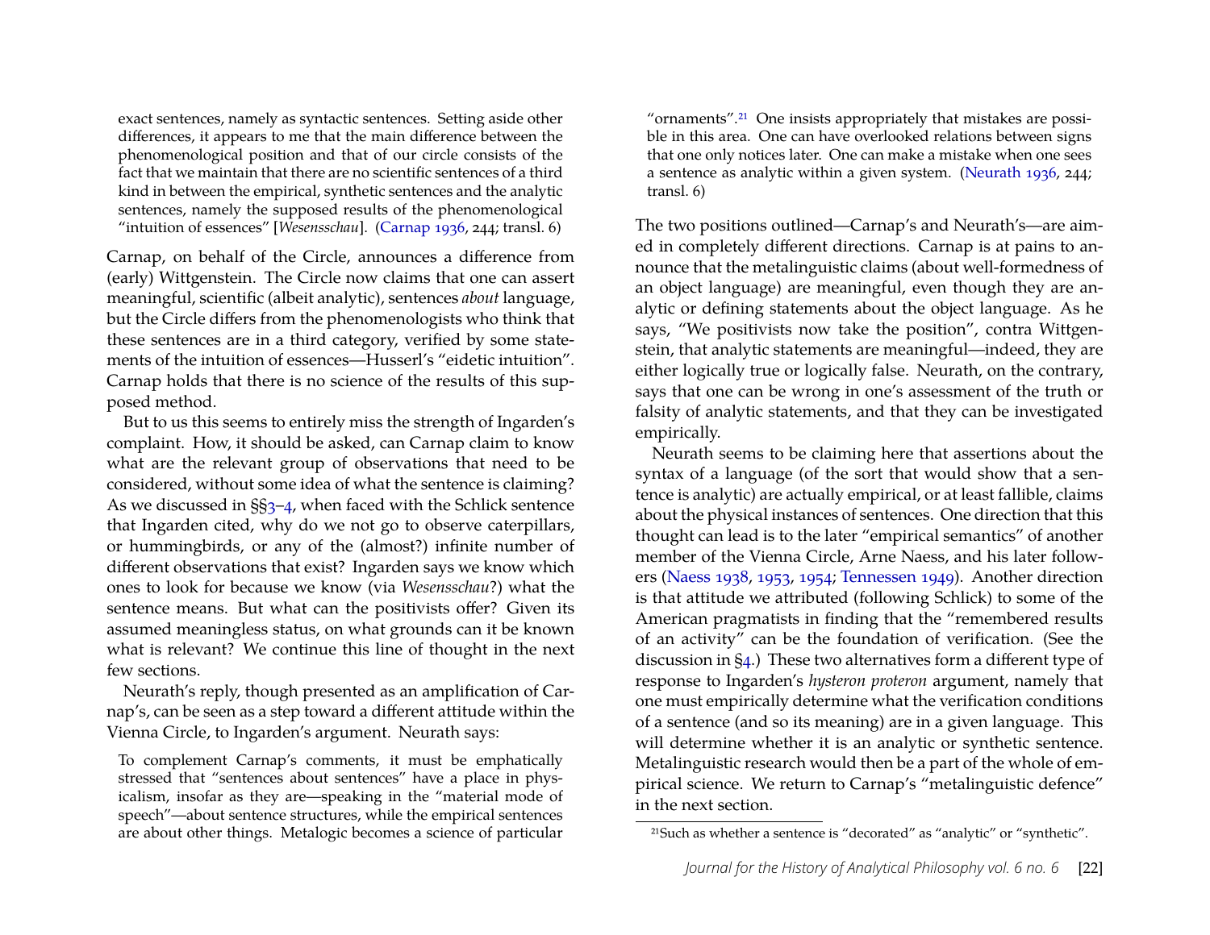> exact sentences, namely as syntactic sentences. Setting aside other differences, it appears to me that the main difference between the phenomenological position and that of our circle consists of the fact that we maintain that there are no scientific sentences of a third kind in between the empirical, synthetic sentences and the analytic sentences, namely the supposed results of the phenomenological "intuition of essences" [*Wesensschau*]. (Carnap 1936, 244; transl. 6)

Carnap, on behalf of the Circle, announces a difference from (early) Wittgenstein. The Circle now claims that one can assert meaningful, scientific (albeit analytic), sentences *about* language, but the Circle differs from the phenomenologists who think that these sentences are in a third category, verified by some statements of the intuition of essences—Husserl's "eidetic intuition". Carnap holds that there is no science of the results of this supposed method.

But to us this seems to entirely miss the strength of Ingarden's complaint. How, it should be asked, can Carnap claim to know what are the relevant group of observations that need to be considered, without some idea of what the sentence is claiming? As we discussed in §§3–4, when faced with the Schlick sentence that Ingarden cited, why do we not go to observe caterpillars, or hummingbirds, or any of the (almost?) infinite number of different observations that exist? Ingarden says we know which ones to look for because we know (via *Wesensschau*?) what the sentence means. But what can the positivists offer? Given its assumed meaningless status, on what grounds can it be known what is relevant? We continue this line of thought in the next few sections.

Neurath's reply, though presented as an amplification of Carnap's, can be seen as a step toward a different attitude within the Vienna Circle, to Ingarden's argument. Neurath says:

> To complement Carnap's comments, it must be emphatically stressed that "sentences about sentences" have a place in physicalism, insofar as they are—speaking in the "material mode of speech"—about sentence structures, while the empirical sentences are about other things. Metalogic becomes a science of particular "ornaments".[21] One insists appropriately that mistakes are possible in this area. One can have overlooked relations between signs that one only notices later. One can make a mistake when one sees a sentence as analytic within a given system. (Neurath 1936, 244; transl. 6)

The two positions outlined—Carnap's and Neurath's—are aimed in completely different directions. Carnap is at pains to announce that the metalinguistic claims (about well-formedness of an object language) are meaningful, even though they are analytic or defining statements about the object language. As he says, "We positivists now take the position", contra Wittgenstein, that analytic statements are meaningful—indeed, they are either logically true or logically false. Neurath, on the contrary, says that one can be wrong in one's assessment of the truth or falsity of analytic statements, and that they can be investigated empirically.

Neurath seems to be claiming here that assertions about the syntax of a language (of the sort that would show that a sentence is analytic) are actually empirical, or at least fallible, claims about the physical instances of sentences. One direction that this thought can lead is to the later "empirical semantics" of another member of the Vienna Circle, Arne Naess, and his later followers (Naess 1938, 1953, 1954; Tennessen 1949). Another direction is that attitude we attributed (following Schlick) to some of the American pragmatists in finding that the "remembered results of an activity" can be the foundation of verification. (See the discussion in §4.) These two alternatives form a different type of response to Ingarden's *hysteron proteron* argument, namely that one must empirically determine what the verification conditions of a sentence (and so its meaning) are in a given language. This will determine whether it is an analytic or synthetic sentence. Metalinguistic research would then be a part of the whole of empirical science. We return to Carnap's "metalinguistic defence" in the next section.

[21] Such as whether a sentence is "decorated" as "analytic" or "synthetic".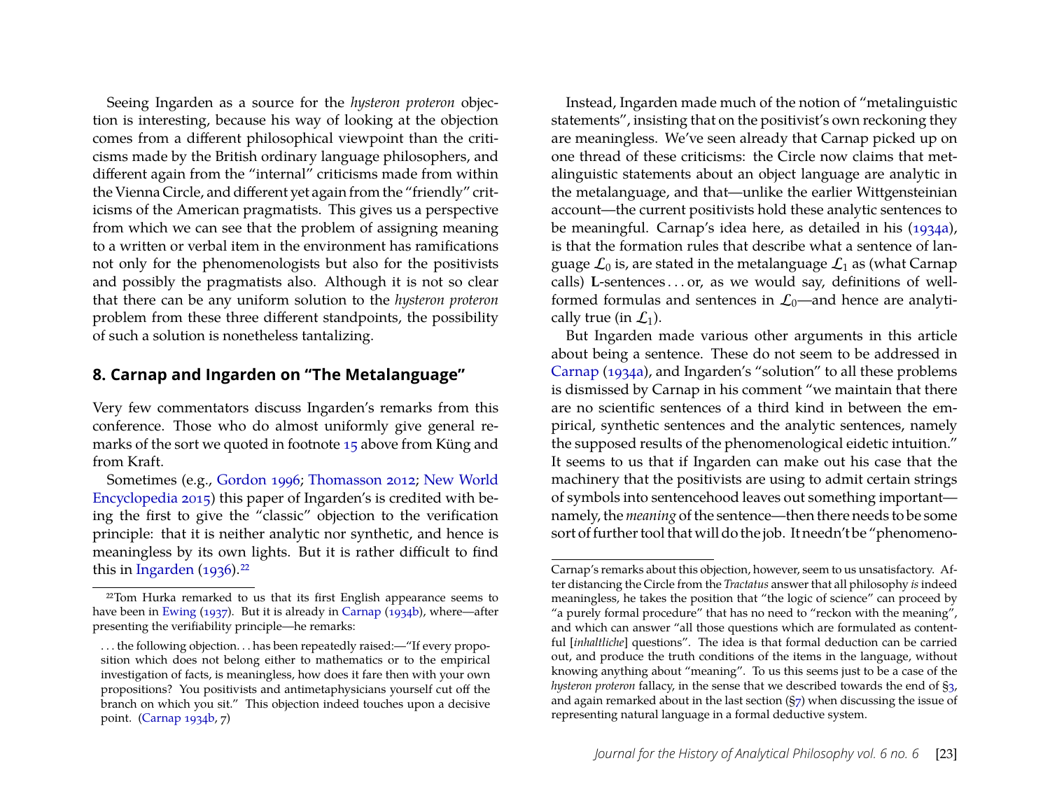Seeing Ingarden as a source for the *hysteron proteron* objection is interesting, because his way of looking at the objection comes from a different philosophical viewpoint than the criticisms made by the British ordinary language philosophers, and different again from the "internal" criticisms made from within the Vienna Circle, and different yet again from the "friendly" criticisms of the American pragmatists. This gives us a perspective from which we can see that the problem of assigning meaning to a written or verbal item in the environment has ramifications not only for the phenomenologists but also for the positivists and possibly the pragmatists also. Although it is not so clear that there can be any uniform solution to the *hysteron proteron* problem from these three different standpoints, the possibility of such a solution is nonetheless tantalizing.

## 8. Carnap and Ingarden on "The Metalanguage"

Very few commentators discuss Ingarden's remarks from this conference. Those who do almost uniformly give general remarks of the sort we quoted in footnote 15 above from Küng and from Kraft.

Sometimes (e.g., Gordon 1996; Thomasson 2012; New World Encyclopedia 2015) this paper of Ingarden's is credited with being the first to give the "classic" objection to the verification principle: that it is neither analytic nor synthetic, and hence is meaningless by its own lights. But it is rather difficult to find this in Ingarden (1936).[22]

Instead, Ingarden made much of the notion of "metalinguistic statements", insisting that on the positivist's own reckoning they are meaningless. We've seen already that Carnap picked up on one thread of these criticisms: the Circle now claims that metalinguistic statements about an object language are analytic in the metalanguage, and that—unlike the earlier Wittgensteinian account—the current positivists hold these analytic sentences to be meaningful. Carnap's idea here, as detailed in his (1934a), is that the formation rules that describe what a sentence of language $\mathcal{L}_0$ is, are stated in the metalanguage $\mathcal{L}_1$ as (what Carnap calls) **L**-sentences . . . or, as we would say, definitions of well-formed formulas and sentences in $\mathcal{L}_0$—and hence are analytically true (in $\mathcal{L}_1$).

But Ingarden made various other arguments in this article about being a sentence. These do not seem to be addressed in Carnap (1934a), and Ingarden's "solution" to all these problems is dismissed by Carnap in his comment "we maintain that there are no scientific sentences of a third kind in between the empirical, synthetic sentences and the analytic sentences, namely the supposed results of the phenomenological eidetic intuition." It seems to us that if Ingarden can make out his case that the machinery that the positivists are using to admit certain strings of symbols into sentencehood leaves out something important—namely, the *meaning* of the sentence—then there needs to be some sort of further tool that will do the job. It needn't be "phenomeno-

[22] Tom Hurka remarked to us that its first English appearance seems to have been in Ewing (1937). But it is already in Carnap (1934b), where—after presenting the verifiability principle—he remarks:

> . . . the following objection. . . has been repeatedly raised:—"If every proposition which does not belong either to mathematics or to the empirical investigation of facts, is meaningless, how does it fare then with your own propositions? You positivists and antimetaphysicians yourself cut off the branch on which you sit." This objection indeed touches upon a decisive point. (Carnap 1934b, 7)

Carnap's remarks about this objection, however, seem to us unsatisfactory. After distancing the Circle from the *Tractatus* answer that all philosophy *is* indeed meaningless, he takes the position that "the logic of science" can proceed by "a purely formal procedure" that has no need to "reckon with the meaning", and which can answer "all those questions which are formulated as contentful [*inhaltliche*] questions". The idea is that formal deduction can be carried out, and produce the truth conditions of the items in the language, without knowing anything about "meaning". To us this seems just to be a case of the *hysteron proteron* fallacy, in the sense that we described towards the end of §3, and again remarked about in the last section (§7) when discussing the issue of representing natural language in a formal deductive system.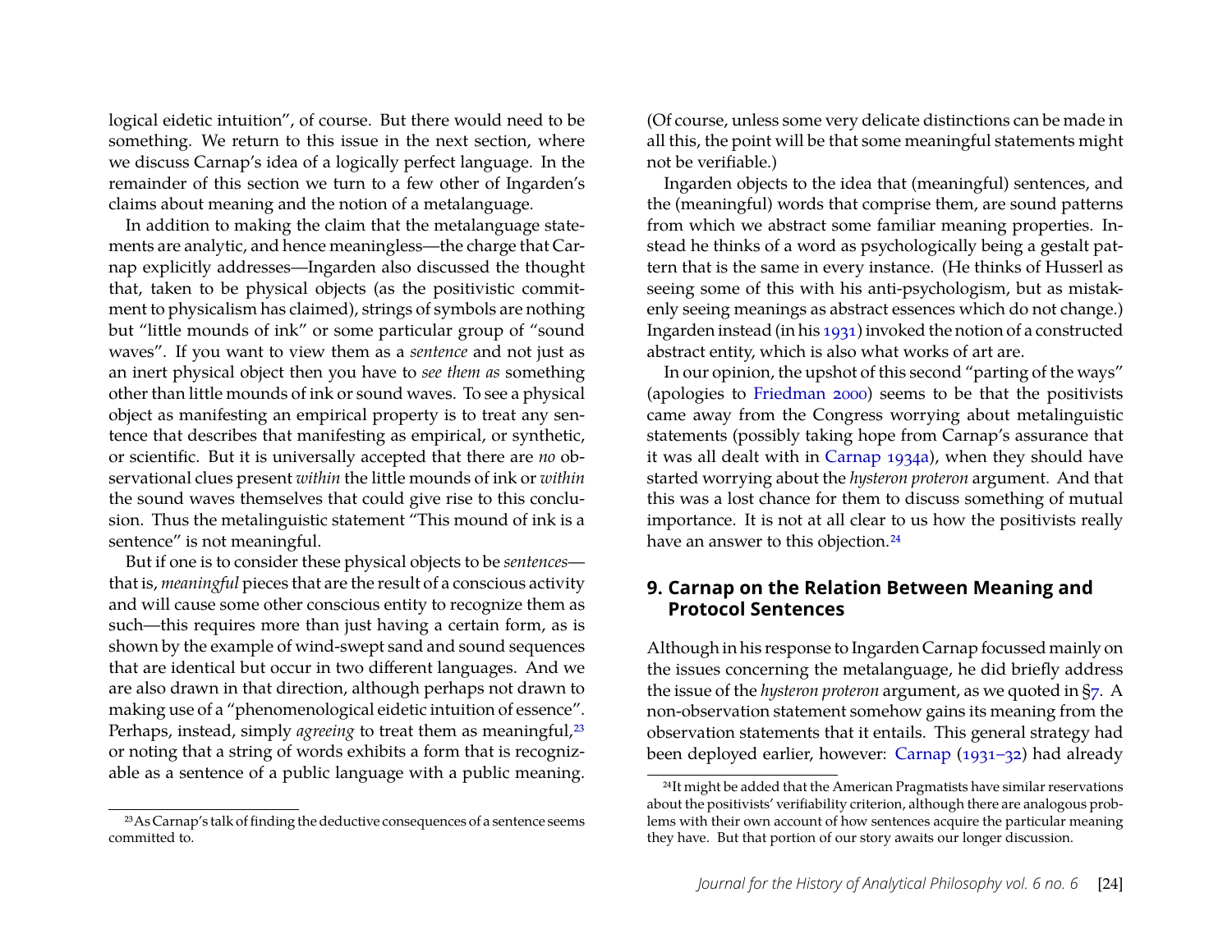logical eidetic intuition", of course. But there would need to be something. We return to this issue in the next section, where we discuss Carnap's idea of a logically perfect language. In the remainder of this section we turn to a few other of Ingarden's claims about meaning and the notion of a metalanguage.

In addition to making the claim that the metalanguage statements are analytic, and hence meaningless—the charge that Carnap explicitly addresses—Ingarden also discussed the thought that, taken to be physical objects (as the positivistic commitment to physicalism has claimed), strings of symbols are nothing but "little mounds of ink" or some particular group of "sound waves". If you want to view them as a *sentence* and not just as an inert physical object then you have to *see them as* something other than little mounds of ink or sound waves. To see a physical object as manifesting an empirical property is to treat any sentence that describes that manifesting as empirical, or synthetic, or scientific. But it is universally accepted that there are *no* observational clues present *within* the little mounds of ink or *within* the sound waves themselves that could give rise to this conclusion. Thus the metalinguistic statement "This mound of ink is a sentence" is not meaningful.

But if one is to consider these physical objects to be *sentences*—that is, *meaningful* pieces that are the result of a conscious activity and will cause some other conscious entity to recognize them as such—this requires more than just having a certain form, as is shown by the example of wind-swept sand and sound sequences that are identical but occur in two different languages. And we are also drawn in that direction, although perhaps not drawn to making use of a "phenomenological eidetic intuition of essence". Perhaps, instead, simply *agreeing* to treat them as meaningful,[23] or noting that a string of words exhibits a form that is recognizable as a sentence of a public language with a public meaning. (Of course, unless some very delicate distinctions can be made in all this, the point will be that some meaningful statements might not be verifiable.)

Ingarden objects to the idea that (meaningful) sentences, and the (meaningful) words that comprise them, are sound patterns from which we abstract some familiar meaning properties. Instead he thinks of a word as psychologically being a gestalt pattern that is the same in every instance. (He thinks of Husserl as seeing some of this with his anti-psychologism, but as mistakenly seeing meanings as abstract essences which do not change.) Ingarden instead (in his 1931) invoked the notion of a constructed abstract entity, which is also what works of art are.

In our opinion, the upshot of this second "parting of the ways" (apologies to Friedman 2000) seems to be that the positivists came away from the Congress worrying about metalinguistic statements (possibly taking hope from Carnap's assurance that it was all dealt with in Carnap 1934a), when they should have started worrying about the *hysteron proteron* argument. And that this was a lost chance for them to discuss something of mutual importance. It is not at all clear to us how the positivists really have an answer to this objection.[24]

## 9. Carnap on the Relation Between Meaning and Protocol Sentences

Although in his response to Ingarden Carnap focussed mainly on the issues concerning the metalanguage, he did briefly address the issue of the *hysteron proteron* argument, as we quoted in §7. A non-observation statement somehow gains its meaning from the observation statements that it entails. This general strategy had been deployed earlier, however: Carnap (1931–32) had already

[23] As Carnap's talk of finding the deductive consequences of a sentence seems committed to.

[24] It might be added that the American Pragmatists have similar reservations about the positivists' verifiability criterion, although there are analogous problems with their own account of how sentences acquire the particular meaning they have. But that portion of our story awaits our longer discussion.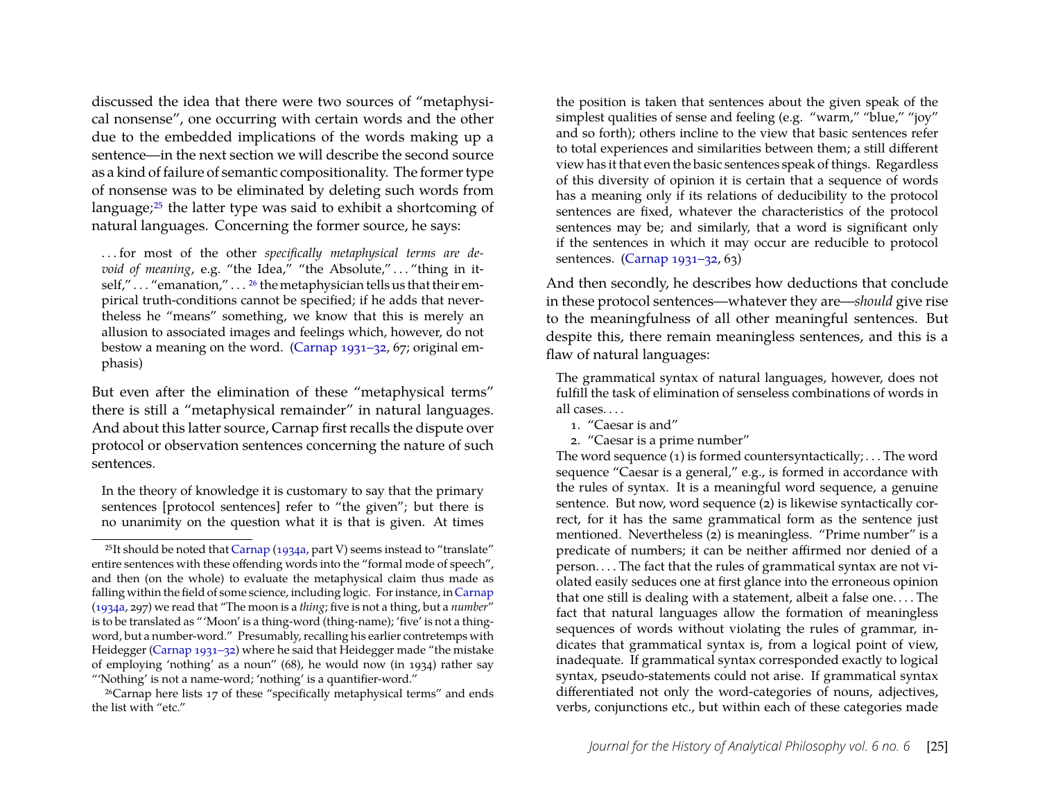discussed the idea that there were two sources of "metaphysical nonsense", one occurring with certain words and the other due to the embedded implications of the words making up a sentence—in the next section we will describe the second source as a kind of failure of semantic compositionality. The former type of nonsense was to be eliminated by deleting such words from language;[25] the latter type was said to exhibit a shortcoming of natural languages. Concerning the former source, he says:

> . . . for most of the other *specifically metaphysical terms are devoid of meaning*, e.g. "the Idea," "the Absolute," . . . "thing in itself," . . . "emanation," . . . [26] the metaphysician tells us that their empirical truth-conditions cannot be specified; if he adds that nevertheless he "means" something, we know that this is merely an allusion to associated images and feelings which, however, do not bestow a meaning on the word. (Carnap 1931–32, 67; original emphasis)

But even after the elimination of these "metaphysical terms" there is still a "metaphysical remainder" in natural languages. And about this latter source, Carnap first recalls the dispute over protocol or observation sentences concerning the nature of such sentences.

> In the theory of knowledge it is customary to say that the primary sentences [protocol sentences] refer to "the given"; but there is no unanimity on the question what it is that is given. At times the position is taken that sentences about the given speak of the simplest qualities of sense and feeling (e.g. "warm," "blue," "joy" and so forth); others incline to the view that basic sentences refer to total experiences and similarities between them; a still different view has it that even the basic sentences speak of things. Regardless of this diversity of opinion it is certain that a sequence of words has a meaning only if its relations of deducibility to the protocol sentences are fixed, whatever the characteristics of the protocol sentences may be; and similarly, that a word is significant only if the sentences in which it may occur are reducible to protocol sentences. (Carnap 1931–32, 63)

And then secondly, he describes how deductions that conclude in these protocol sentences—whatever they are—*should* give rise to the meaningfulness of all other meaningful sentences. But despite this, there remain meaningless sentences, and this is a flaw of natural languages:

> The grammatical syntax of natural languages, however, does not fulfill the task of elimination of senseless combinations of words in all cases. . . .
>
> 1. "Caesar is and"
> 2. "Caesar is a prime number"
>
> The word sequence (1) is formed countersyntactically; . . . The word sequence "Caesar is a general," e.g., is formed in accordance with the rules of syntax. It is a meaningful word sequence, a genuine sentence. But now, word sequence (2) is likewise syntactically correct, for it has the same grammatical form as the sentence just mentioned. Nevertheless (2) is meaningless. "Prime number" is a predicate of numbers; it can be neither affirmed nor denied of a person. . . . The fact that the rules of grammatical syntax are not violated easily seduces one at first glance into the erroneous opinion that one still is dealing with a statement, albeit a false one. . . . The fact that natural languages allow the formation of meaningless sequences of words without violating the rules of grammar, indicates that grammatical syntax is, from a logical point of view, inadequate. If grammatical syntax corresponded exactly to logical syntax, pseudo-statements could not arise. If grammatical syntax differentiated not only the word-categories of nouns, adjectives, verbs, conjunctions etc., but within each of these categories made

[25] It should be noted that Carnap (1934a, part V) seems instead to "translate" entire sentences with these offending words into the "formal mode of speech", and then (on the whole) to evaluate the metaphysical claim thus made as falling within the field of some science, including logic. For instance, in Carnap (1934a, 297) we read that "The moon is a *thing*; five is not a thing, but a *number*" is to be translated as "'Moon' is a thing-word (thing-name); 'five' is not a thing-word, but a number-word." Presumably, recalling his earlier contretemps with Heidegger (Carnap 1931–32) where he said that Heidegger made "the mistake of employing 'nothing' as a noun" (68), he would now (in 1934) rather say "'Nothing' is not a name-word; 'nothing' is a quantifier-word."

[26] Carnap here lists 17 of these "specifically metaphysical terms" and ends the list with "etc."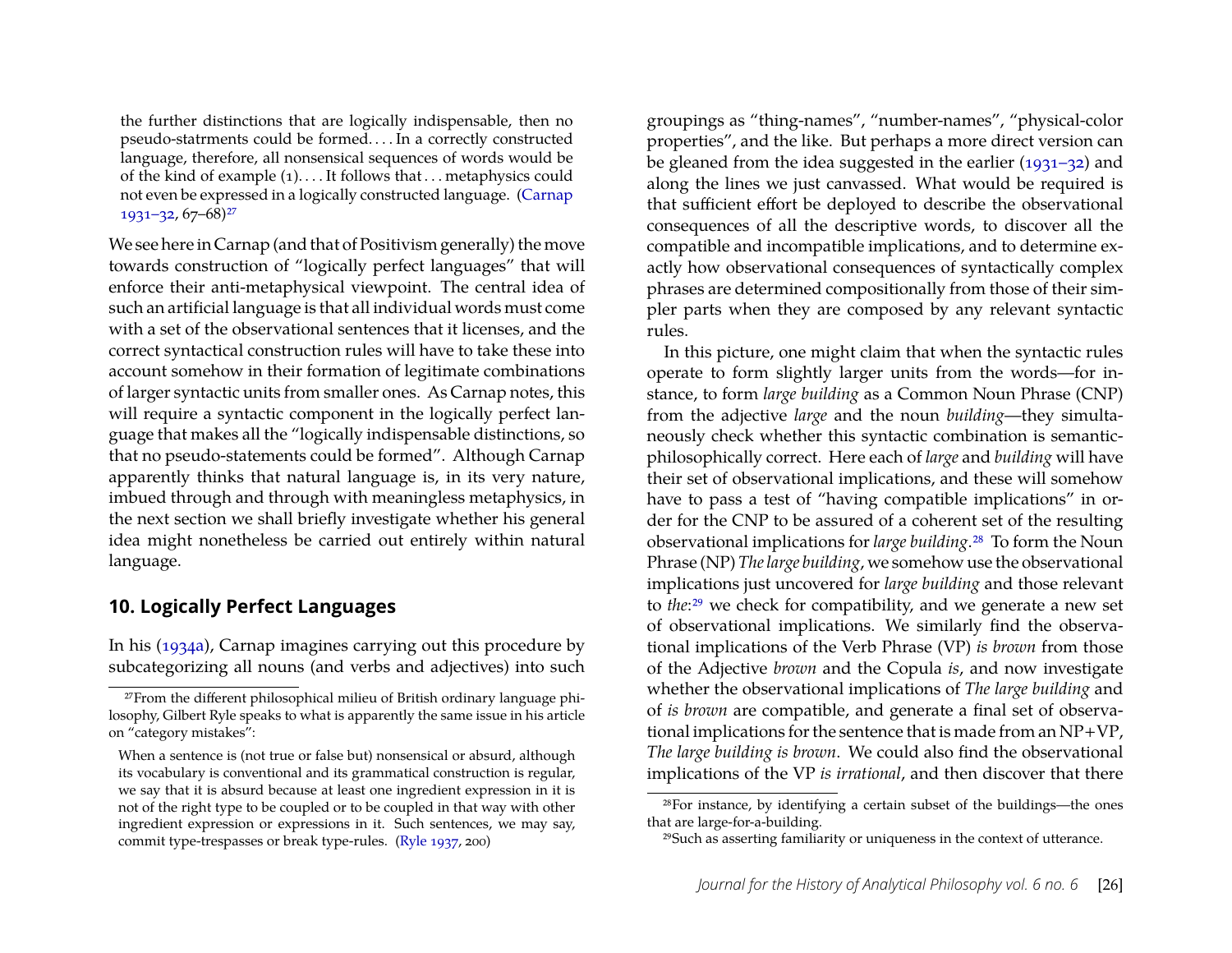> the further distinctions that are logically indispensable, then no pseudo-statrments could be formed. . . . In a correctly constructed language, therefore, all nonsensical sequences of words would be of the kind of example (1). . . . It follows that . . . metaphysics could not even be expressed in a logically constructed language. (Carnap 1931–32, 67–68)[27]

We see here in Carnap (and that of Positivism generally) the move towards construction of "logically perfect languages" that will enforce their anti-metaphysical viewpoint. The central idea of such an artificial language is that all individual words must come with a set of the observational sentences that it licenses, and the correct syntactical construction rules will have to take these into account somehow in their formation of legitimate combinations of larger syntactic units from smaller ones. As Carnap notes, this will require a syntactic component in the logically perfect language that makes all the "logically indispensable distinctions, so that no pseudo-statements could be formed". Although Carnap apparently thinks that natural language is, in its very nature, imbued through and through with meaningless metaphysics, in the next section we shall briefly investigate whether his general idea might nonetheless be carried out entirely within natural language.

## 10. Logically Perfect Languages

In his (1934a), Carnap imagines carrying out this procedure by subcategorizing all nouns (and verbs and adjectives) into such groupings as "thing-names", "number-names", "physical-color properties", and the like. But perhaps a more direct version can be gleaned from the idea suggested in the earlier (1931–32) and along the lines we just canvassed. What would be required is that sufficient effort be deployed to describe the observational consequences of all the descriptive words, to discover all the compatible and incompatible implications, and to determine exactly how observational consequences of syntactically complex phrases are determined compositionally from those of their simpler parts when they are composed by any relevant syntactic rules.

In this picture, one might claim that when the syntactic rules operate to form slightly larger units from the words—for instance, to form *large building* as a Common Noun Phrase (CNP) from the adjective *large* and the noun *building*—they simultaneously check whether this syntactic combination is semantic-philosophically correct. Here each of *large* and *building* will have their set of observational implications, and these will somehow have to pass a test of "having compatible implications" in order for the CNP to be assured of a coherent set of the resulting observational implications for *large building*.[28] To form the Noun Phrase (NP) *The large building*, we somehow use the observational implications just uncovered for *large building* and those relevant to *the*:[29] we check for compatibility, and we generate a new set of observational implications. We similarly find the observational implications of the Verb Phrase (VP) *is brown* from those of the Adjective *brown* and the Copula *is*, and now investigate whether the observational implications of *The large building* and of *is brown* are compatible, and generate a final set of observational implications for the sentence that is made from an NP+VP, *The large building is brown*. We could also find the observational implications of the VP *is irrational*, and then discover that there

---

[27] From the different philosophical milieu of British ordinary language philosophy, Gilbert Ryle speaks to what is apparently the same issue in his article on "category mistakes":

> When a sentence is (not true or false but) nonsensical or absurd, although its vocabulary is conventional and its grammatical construction is regular, we say that it is absurd because at least one ingredient expression in it is not of the right type to be coupled or to be coupled in that way with other ingredient expression or expressions in it. Such sentences, we may say, commit type-trespasses or break type-rules. (Ryle 1937, 200)

[28] For instance, by identifying a certain subset of the buildings—the ones that are large-for-a-building.

[29] Such as asserting familiarity or uniqueness in the context of utterance.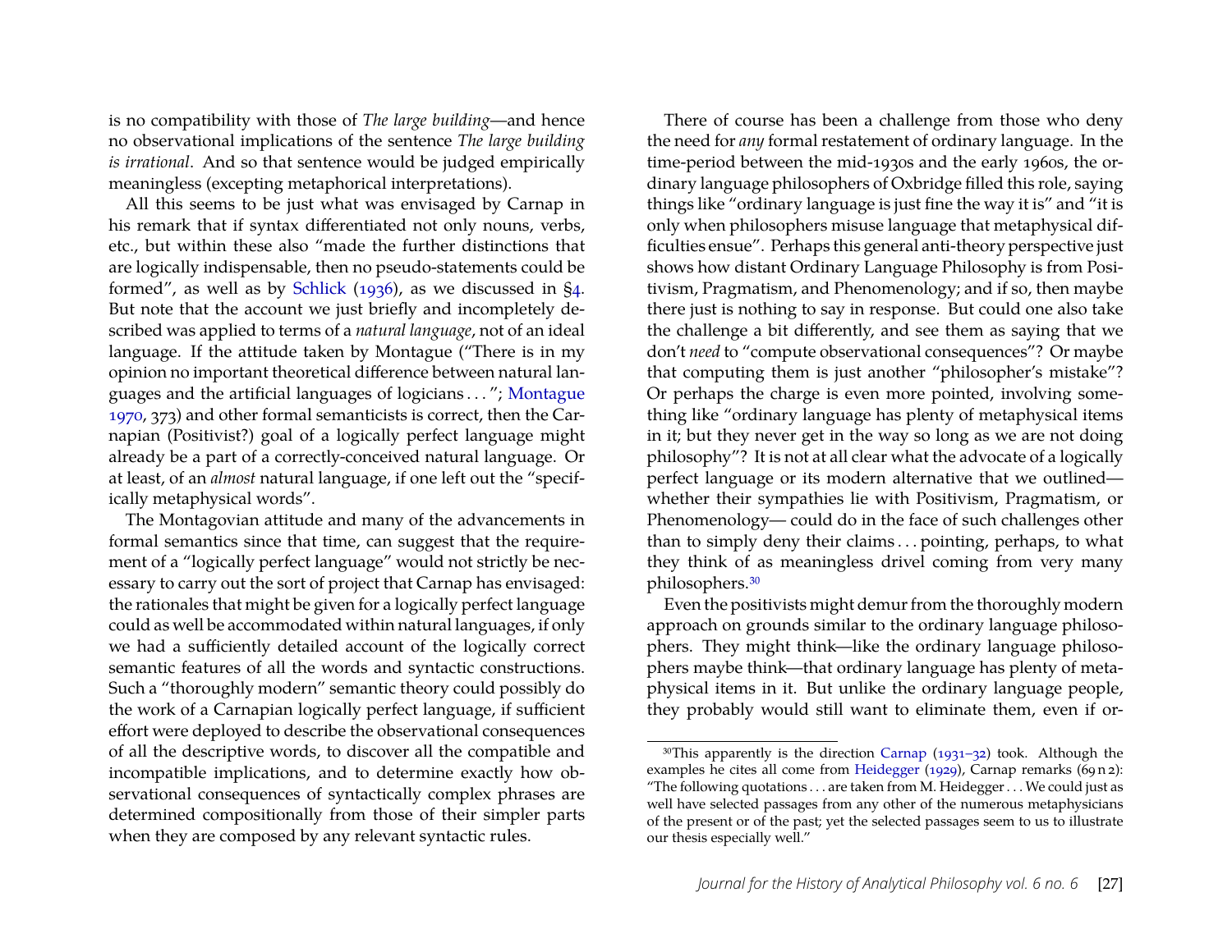is no compatibility with those of *The large building*—and hence no observational implications of the sentence *The large building is irrational*. And so that sentence would be judged empirically meaningless (excepting metaphorical interpretations).

All this seems to be just what was envisaged by Carnap in his remark that if syntax differentiated not only nouns, verbs, etc., but within these also "made the further distinctions that are logically indispensable, then no pseudo-statements could be formed", as well as by Schlick (1936), as we discussed in §4. But note that the account we just briefly and incompletely described was applied to terms of a *natural language*, not of an ideal language. If the attitude taken by Montague ("There is in my opinion no important theoretical difference between natural languages and the artificial languages of logicians . . . "; Montague 1970, 373) and other formal semanticists is correct, then the Carnapian (Positivist?) goal of a logically perfect language might already be a part of a correctly-conceived natural language. Or at least, of an *almost* natural language, if one left out the "specifically metaphysical words".

The Montagovian attitude and many of the advancements in formal semantics since that time, can suggest that the requirement of a "logically perfect language" would not strictly be necessary to carry out the sort of project that Carnap has envisaged: the rationales that might be given for a logically perfect language could as well be accommodated within natural languages, if only we had a sufficiently detailed account of the logically correct semantic features of all the words and syntactic constructions. Such a "thoroughly modern" semantic theory could possibly do the work of a Carnapian logically perfect language, if sufficient effort were deployed to describe the observational consequences of all the descriptive words, to discover all the compatible and incompatible implications, and to determine exactly how observational consequences of syntactically complex phrases are determined compositionally from those of their simpler parts when they are composed by any relevant syntactic rules.

There of course has been a challenge from those who deny the need for *any* formal restatement of ordinary language. In the time-period between the mid-1930s and the early 1960s, the ordinary language philosophers of Oxbridge filled this role, saying things like "ordinary language is just fine the way it is" and "it is only when philosophers misuse language that metaphysical difficulties ensue". Perhaps this general anti-theory perspective just shows how distant Ordinary Language Philosophy is from Positivism, Pragmatism, and Phenomenology; and if so, then maybe there just is nothing to say in response. But could one also take the challenge a bit differently, and see them as saying that we don't *need* to "compute observational consequences"? Or maybe that computing them is just another "philosopher's mistake"? Or perhaps the charge is even more pointed, involving something like "ordinary language has plenty of metaphysical items in it; but they never get in the way so long as we are not doing philosophy"? It is not at all clear what the advocate of a logically perfect language or its modern alternative that we outlined—whether their sympathies lie with Positivism, Pragmatism, or Phenomenology— could do in the face of such challenges other than to simply deny their claims . . . pointing, perhaps, to what they think of as meaningless drivel coming from very many philosophers.[30]

Even the positivists might demur from the thoroughly modern approach on grounds similar to the ordinary language philosophers. They might think—like the ordinary language philosophers maybe think—that ordinary language has plenty of metaphysical items in it. But unlike the ordinary language people, they probably would still want to eliminate them, even if or-

[30]This apparently is the direction Carnap (1931–32) took. Although the examples he cites all come from Heidegger (1929), Carnap remarks (69 n 2): "The following quotations . . . are taken from M. Heidegger . . . We could just as well have selected passages from any other of the numerous metaphysicians of the present or of the past; yet the selected passages seem to us to illustrate our thesis especially well."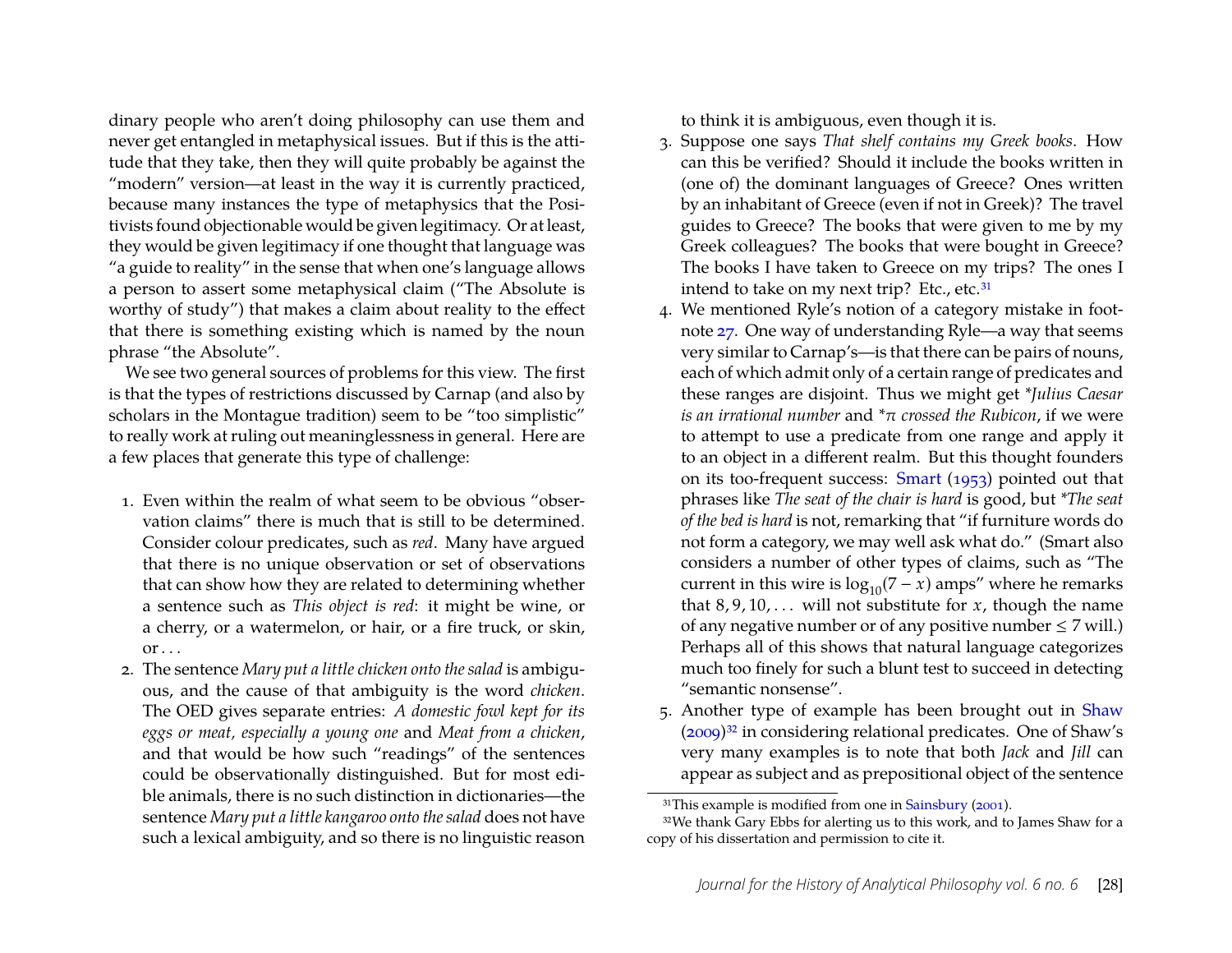dinary people who aren't doing philosophy can use them and never get entangled in metaphysical issues. But if this is the attitude that they take, then they will quite probably be against the "modern" version—at least in the way it is currently practiced, because many instances the type of metaphysics that the Positivists found objectionable would be given legitimacy. Or at least, they would be given legitimacy if one thought that language was "a guide to reality" in the sense that when one's language allows a person to assert some metaphysical claim ("The Absolute is worthy of study") that makes a claim about reality to the effect that there is something existing which is named by the noun phrase "the Absolute".

We see two general sources of problems for this view. The first is that the types of restrictions discussed by Carnap (and also by scholars in the Montague tradition) seem to be "too simplistic" to really work at ruling out meaninglessness in general. Here are a few places that generate this type of challenge:

1. Even within the realm of what seem to be obvious "observation claims" there is much that is still to be determined. Consider colour predicates, such as *red*. Many have argued that there is no unique observation or set of observations that can show how they are related to determining whether a sentence such as *This object is red*: it might be wine, or a cherry, or a watermelon, or hair, or a fire truck, or skin, or . . .
2. The sentence *Mary put a little chicken onto the salad* is ambiguous, and the cause of that ambiguity is the word *chicken*. The OED gives separate entries: *A domestic fowl kept for its eggs or meat, especially a young one* and *Meat from a chicken*, and that would be how such "readings" of the sentences could be observationally distinguished. But for most edible animals, there is no such distinction in dictionaries—the sentence *Mary put a little kangaroo onto the salad* does not have such a lexical ambiguity, and so there is no linguistic reason to think it is ambiguous, even though it is.
3. Suppose one says *That shelf contains my Greek books*. How can this be verified? Should it include the books written in (one of) the dominant languages of Greece? Ones written by an inhabitant of Greece (even if not in Greek)? The travel guides to Greece? The books that were given to me by my Greek colleagues? The books that were bought in Greece? The books I have taken to Greece on my trips? The ones I intend to take on my next trip? Etc., etc.[31]
4. We mentioned Ryle's notion of a category mistake in footnote 27. One way of understanding Ryle—a way that seems very similar to Carnap's—is that there can be pairs of nouns, each of which admit only of a certain range of predicates and these ranges are disjoint. Thus we might get *\*Julius Caesar is an irrational number* and *\*$\pi$ crossed the Rubicon*, if we were to attempt to use a predicate from one range and apply it to an object in a different realm. But this thought founders on its too-frequent success: Smart (1953) pointed out that phrases like *The seat of the chair is hard* is good, but *\*The seat of the bed is hard* is not, remarking that "if furniture words do not form a category, we may well ask what do." (Smart also considers a number of other types of claims, such as "The current in this wire is $\log_{10}(7 - x)$ amps" where he remarks that $8, 9, 10, \ldots$ will not substitute for $x$, though the name of any negative number or of any positive number $\leq 7$ will.) Perhaps all of this shows that natural language categorizes much too finely for such a blunt test to succeed in detecting "semantic nonsense".
5. Another type of example has been brought out in Shaw (2009)[32] in considering relational predicates. One of Shaw's very many examples is to note that both *Jack* and *Jill* can appear as subject and as prepositional object of the sentence

[31] This example is modified from one in Sainsbury (2001).

[32] We thank Gary Ebbs for alerting us to this work, and to James Shaw for a copy of his dissertation and permission to cite it.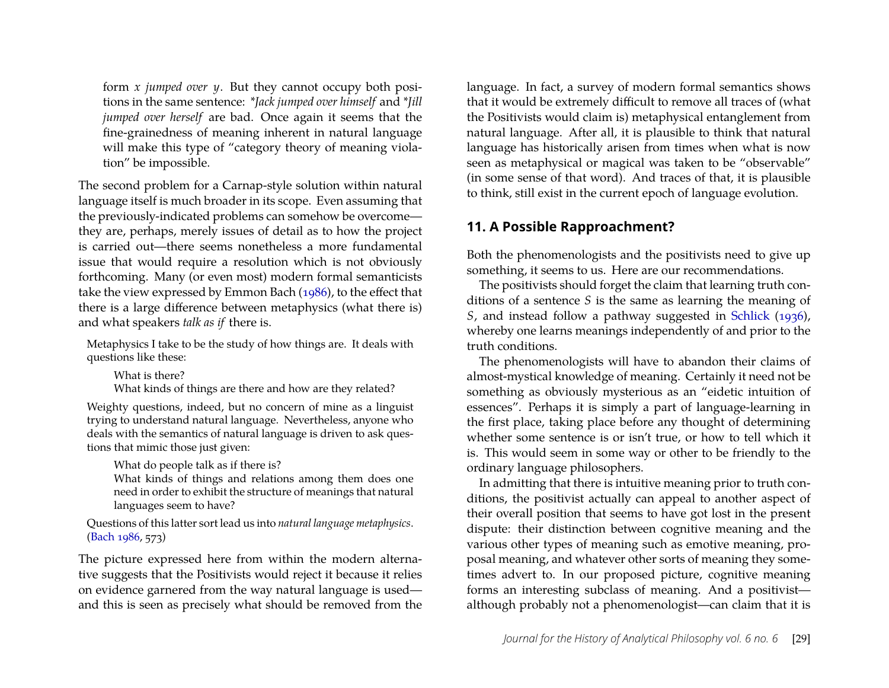form *x jumped over y*. But they cannot occupy both positions in the same sentence: *\*Jack jumped over himself* and *\*Jill jumped over herself* are bad. Once again it seems that the fine-grainedness of meaning inherent in natural language will make this type of "category theory of meaning violation" be impossible.

The second problem for a Carnap-style solution within natural language itself is much broader in its scope. Even assuming that the previously-indicated problems can somehow be overcome—they are, perhaps, merely issues of detail as to how the project is carried out—there seems nonetheless a more fundamental issue that would require a resolution which is not obviously forthcoming. Many (or even most) modern formal semanticists take the view expressed by Emmon Bach (1986), to the effect that there is a large difference between metaphysics (what there is) and what speakers *talk as if* there is.

> Metaphysics I take to be the study of how things are. It deals with questions like these:
>
> > What is there?
> > What kinds of things are there and how are they related?
>
> Weighty questions, indeed, but no concern of mine as a linguist trying to understand natural language. Nevertheless, anyone who deals with the semantics of natural language is driven to ask questions that mimic those just given:
>
> > What do people talk as if there is?
> > What kinds of things and relations among them does one need in order to exhibit the structure of meanings that natural languages seem to have?
>
> Questions of this latter sort lead us into *natural language metaphysics*. (Bach 1986, 573)

The picture expressed here from within the modern alternative suggests that the Positivists would reject it because it relies on evidence garnered from the way natural language is used—and this is seen as precisely what should be removed from the language. In fact, a survey of modern formal semantics shows that it would be extremely difficult to remove all traces of (what the Positivists would claim is) metaphysical entanglement from natural language. After all, it is plausible to think that natural language has historically arisen from times when what is now seen as metaphysical or magical was taken to be "observable" (in some sense of that word). And traces of that, it is plausible to think, still exist in the current epoch of language evolution.

## 11. A Possible Rapproachment?

Both the phenomenologists and the positivists need to give up something, it seems to us. Here are our recommendations.

The positivists should forget the claim that learning truth conditions of a sentence *S* is the same as learning the meaning of *S*, and instead follow a pathway suggested in Schlick (1936), whereby one learns meanings independently of and prior to the truth conditions.

The phenomenologists will have to abandon their claims of almost-mystical knowledge of meaning. Certainly it need not be something as obviously mysterious as an "eidetic intuition of essences". Perhaps it is simply a part of language-learning in the first place, taking place before any thought of determining whether some sentence is or isn't true, or how to tell which it is. This would seem in some way or other to be friendly to the ordinary language philosophers.

In admitting that there is intuitive meaning prior to truth conditions, the positivist actually can appeal to another aspect of their overall position that seems to have got lost in the present dispute: their distinction between cognitive meaning and the various other types of meaning such as emotive meaning, proposal meaning, and whatever other sorts of meaning they sometimes advert to. In our proposed picture, cognitive meaning forms an interesting subclass of meaning. And a positivist—although probably not a phenomenologist—can claim that it is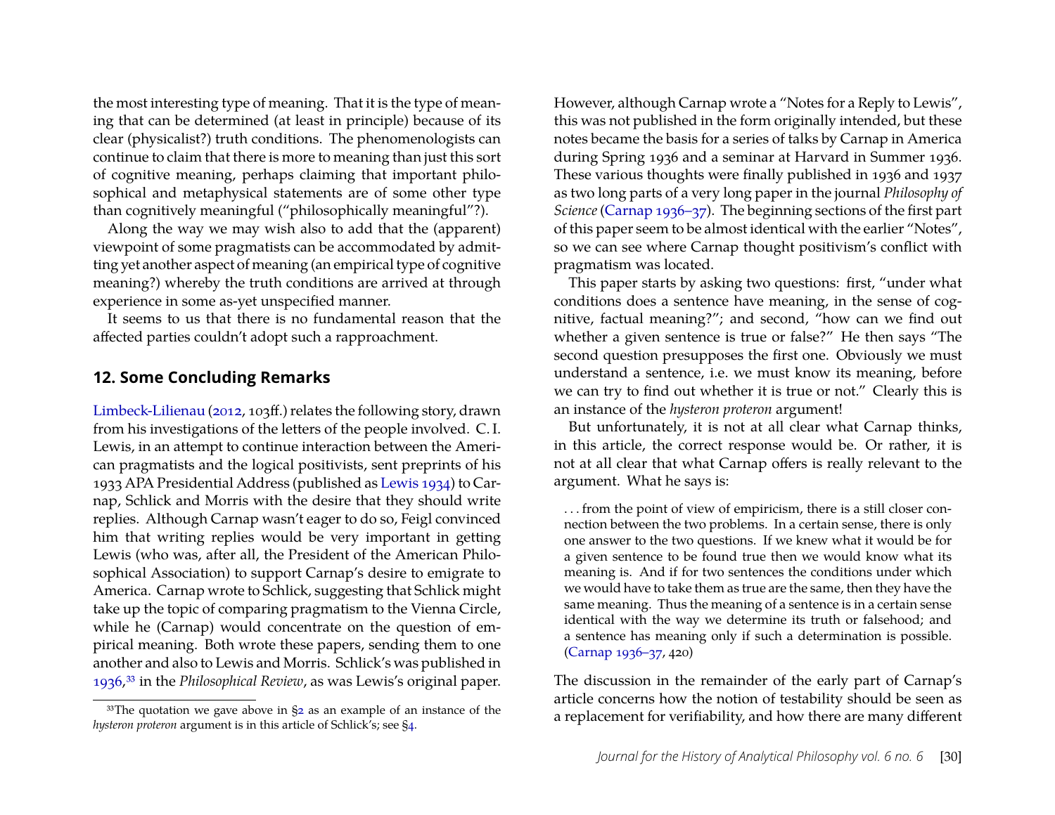the most interesting type of meaning. That it is the type of meaning that can be determined (at least in principle) because of its clear (physicalist?) truth conditions. The phenomenologists can continue to claim that there is more to meaning than just this sort of cognitive meaning, perhaps claiming that important philosophical and metaphysical statements are of some other type than cognitively meaningful ("philosophically meaningful"?).

Along the way we may wish also to add that the (apparent) viewpoint of some pragmatists can be accommodated by admitting yet another aspect of meaning (an empirical type of cognitive meaning?) whereby the truth conditions are arrived at through experience in some as-yet unspecified manner.

It seems to us that there is no fundamental reason that the affected parties couldn't adopt such a rapproachment.

## 12. Some Concluding Remarks

Limbeck-Lilienau (2012, 103ff.) relates the following story, drawn from his investigations of the letters of the people involved. C. I. Lewis, in an attempt to continue interaction between the American pragmatists and the logical positivists, sent preprints of his 1933 APA Presidential Address (published as Lewis 1934) to Carnap, Schlick and Morris with the desire that they should write replies. Although Carnap wasn't eager to do so, Feigl convinced him that writing replies would be very important in getting Lewis (who was, after all, the President of the American Philosophical Association) to support Carnap's desire to emigrate to America. Carnap wrote to Schlick, suggesting that Schlick might take up the topic of comparing pragmatism to the Vienna Circle, while he (Carnap) would concentrate on the question of empirical meaning. Both wrote these papers, sending them to one another and also to Lewis and Morris. Schlick's was published in 1936,[33] in the *Philosophical Review*, as was Lewis's original paper.

However, although Carnap wrote a "Notes for a Reply to Lewis", this was not published in the form originally intended, but these notes became the basis for a series of talks by Carnap in America during Spring 1936 and a seminar at Harvard in Summer 1936. These various thoughts were finally published in 1936 and 1937 as two long parts of a very long paper in the journal *Philosophy of Science* (Carnap 1936–37). The beginning sections of the first part of this paper seem to be almost identical with the earlier "Notes", so we can see where Carnap thought positivism's conflict with pragmatism was located.

This paper starts by asking two questions: first, "under what conditions does a sentence have meaning, in the sense of cognitive, factual meaning?"; and second, "how can we find out whether a given sentence is true or false?" He then says "The second question presupposes the first one. Obviously we must understand a sentence, i.e. we must know its meaning, before we can try to find out whether it is true or not." Clearly this is an instance of the *hysteron proteron* argument!

But unfortunately, it is not at all clear what Carnap thinks, in this article, the correct response would be. Or rather, it is not at all clear that what Carnap offers is really relevant to the argument. What he says is:

> . . . from the point of view of empiricism, there is a still closer connection between the two problems. In a certain sense, there is only one answer to the two questions. If we knew what it would be for a given sentence to be found true then we would know what its meaning is. And if for two sentences the conditions under which we would have to take them as true are the same, then they have the same meaning. Thus the meaning of a sentence is in a certain sense identical with the way we determine its truth or falsehood; and a sentence has meaning only if such a determination is possible. (Carnap 1936–37, 420)

The discussion in the remainder of the early part of Carnap's article concerns how the notion of testability should be seen as a replacement for verifiability, and how there are many different

[33] The quotation we gave above in §2 as an example of an instance of the *hysteron proteron* argument is in this article of Schlick's; see §4.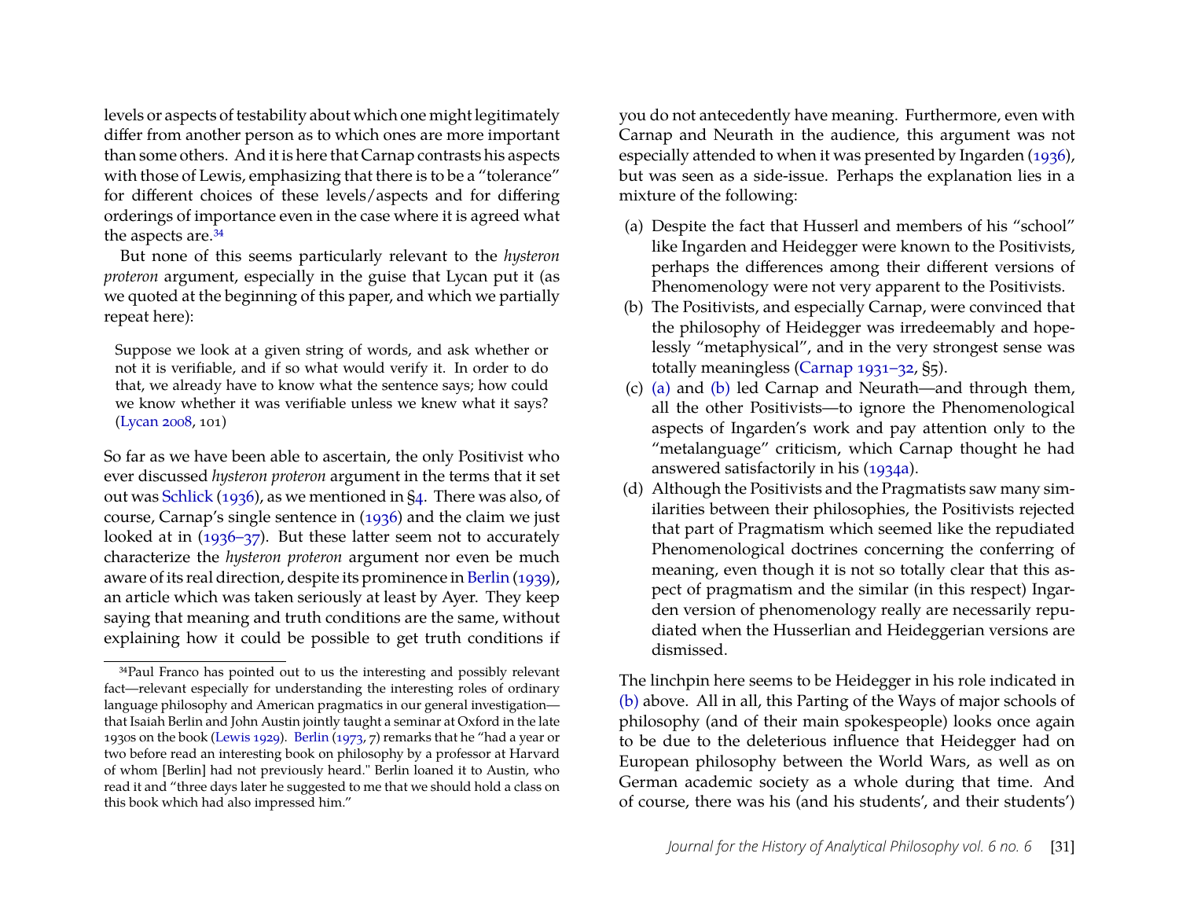levels or aspects of testability about which one might legitimately differ from another person as to which ones are more important than some others. And it is here that Carnap contrasts his aspects with those of Lewis, emphasizing that there is to be a "tolerance" for different choices of these levels/aspects and for differing orderings of importance even in the case where it is agreed what the aspects are.[34]

But none of this seems particularly relevant to the *hysteron proteron* argument, especially in the guise that Lycan put it (as we quoted at the beginning of this paper, and which we partially repeat here):

> Suppose we look at a given string of words, and ask whether or not it is verifiable, and if so what would verify it. In order to do that, we already have to know what the sentence says; how could we know whether it was verifiable unless we knew what it says? (Lycan 2008, 101)

So far as we have been able to ascertain, the only Positivist who ever discussed *hysteron proteron* argument in the terms that it set out was Schlick (1936), as we mentioned in §4. There was also, of course, Carnap's single sentence in (1936) and the claim we just looked at in (1936–37). But these latter seem not to accurately characterize the *hysteron proteron* argument nor even be much aware of its real direction, despite its prominence in Berlin (1939), an article which was taken seriously at least by Ayer. They keep saying that meaning and truth conditions are the same, without explaining how it could be possible to get truth conditions if you do not antecedently have meaning. Furthermore, even with Carnap and Neurath in the audience, this argument was not especially attended to when it was presented by Ingarden (1936), but was seen as a side-issue. Perhaps the explanation lies in a mixture of the following:

(a) Despite the fact that Husserl and members of his "school" like Ingarden and Heidegger were known to the Positivists, perhaps the differences among their different versions of Phenomenology were not very apparent to the Positivists.

(b) The Positivists, and especially Carnap, were convinced that the philosophy of Heidegger was irredeemably and hopelessly "metaphysical", and in the very strongest sense was totally meaningless (Carnap 1931–32, §5).

(c) (a) and (b) led Carnap and Neurath—and through them, all the other Positivists—to ignore the Phenomenological aspects of Ingarden's work and pay attention only to the "metalanguage" criticism, which Carnap thought he had answered satisfactorily in his (1934a).

(d) Although the Positivists and the Pragmatists saw many similarities between their philosophies, the Positivists rejected that part of Pragmatism which seemed like the repudiated Phenomenological doctrines concerning the conferring of meaning, even though it is not so totally clear that this aspect of pragmatism and the similar (in this respect) Ingarden version of phenomenology really are necessarily repudiated when the Husserlian and Heideggerian versions are dismissed.

The linchpin here seems to be Heidegger in his role indicated in (b) above. All in all, this Parting of the Ways of major schools of philosophy (and of their main spokespeople) looks once again to be due to the deleterious influence that Heidegger had on European philosophy between the World Wars, as well as on German academic society as a whole during that time. And of course, there was his (and his students', and their students')

[34] Paul Franco has pointed out to us the interesting and possibly relevant fact—relevant especially for understanding the interesting roles of ordinary language philosophy and American pragmatics in our general investigation—that Isaiah Berlin and John Austin jointly taught a seminar at Oxford in the late 1930s on the book (Lewis 1929). Berlin (1973, 7) remarks that he "had a year or two before read an interesting book on philosophy by a professor at Harvard of whom [Berlin] had not previously heard." Berlin loaned it to Austin, who read it and "three days later he suggested to me that we should hold a class on this book which had also impressed him."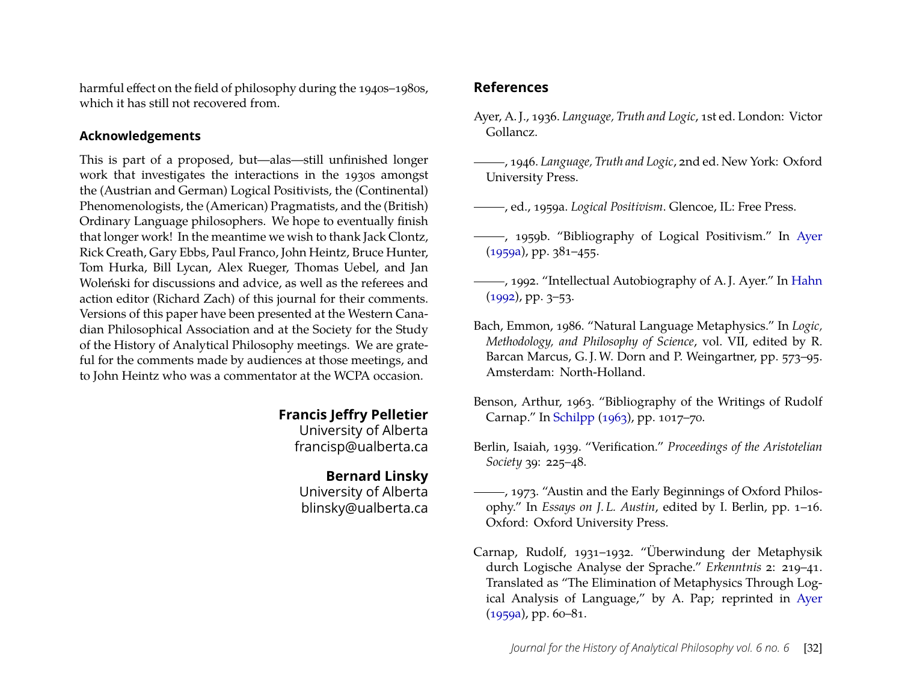harmful effect on the field of philosophy during the 1940s–1980s, which it has still not recovered from.

### Acknowledgements

This is part of a proposed, but—alas—still unfinished longer work that investigates the interactions in the 1930s amongst the (Austrian and German) Logical Positivists, the (Continental) Phenomenologists, the (American) Pragmatists, and the (British) Ordinary Language philosophers. We hope to eventually finish that longer work! In the meantime we wish to thank Jack Clontz, Rick Creath, Gary Ebbs, Paul Franco, John Heintz, Bruce Hunter, Tom Hurka, Bill Lycan, Alex Rueger, Thomas Uebel, and Jan Woleński for discussions and advice, as well as the referees and action editor (Richard Zach) of this journal for their comments. Versions of this paper have been presented at the Western Canadian Philosophical Association and at the Society for the Study of the History of Analytical Philosophy meetings. We are grateful for the comments made by audiences at those meetings, and to John Heintz who was a commentator at the WCPA occasion.

**Francis Jeffry Pelletier**
University of Alberta
francisp@ualberta.ca

**Bernard Linsky**
University of Alberta
blinsky@ualberta.ca

## References

Ayer, A. J., 1936. *Language, Truth and Logic*, 1st ed. London: Victor Gollancz.

———, 1946. *Language, Truth and Logic*, 2nd ed. New York: Oxford University Press.

———, ed., 1959a. *Logical Positivism*. Glencoe, IL: Free Press.

———, 1959b. "Bibliography of Logical Positivism." In Ayer (1959a), pp. 381–455.

———, 1992. "Intellectual Autobiography of A. J. Ayer." In Hahn (1992), pp. 3–53.

Bach, Emmon, 1986. "Natural Language Metaphysics." In *Logic, Methodology, and Philosophy of Science*, vol. VII, edited by R. Barcan Marcus, G. J. W. Dorn and P. Weingartner, pp. 573–95. Amsterdam: North-Holland.

Benson, Arthur, 1963. "Bibliography of the Writings of Rudolf Carnap." In Schilpp (1963), pp. 1017–70.

Berlin, Isaiah, 1939. "Verification." *Proceedings of the Aristotelian Society* 39: 225–48.

———, 1973. "Austin and the Early Beginnings of Oxford Philosophy." In *Essays on J. L. Austin*, edited by I. Berlin, pp. 1–16. Oxford: Oxford University Press.

Carnap, Rudolf, 1931–1932. "Überwindung der Metaphysik durch Logische Analyse der Sprache." *Erkenntnis* 2: 219–41. Translated as "The Elimination of Metaphysics Through Logical Analysis of Language," by A. Pap; reprinted in Ayer (1959a), pp. 60–81.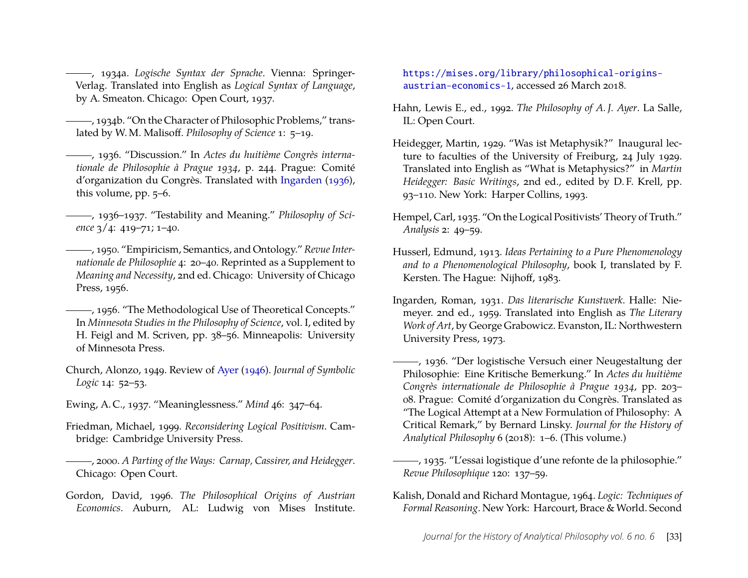———, 1934a. *Logische Syntax der Sprache*. Vienna: Springer-Verlag. Translated into English as *Logical Syntax of Language*, by A. Smeaton. Chicago: Open Court, 1937.

———, 1934b. "On the Character of Philosophic Problems," translated by W. M. Malisoff. *Philosophy of Science* 1: 5–19.

———, 1936. "Discussion." In *Actes du huitième Congrès internationale de Philosophie à Prague 1934*, p. 244. Prague: Comité d'organization du Congrès. Translated with Ingarden (1936), this volume, pp. 5–6.

———, 1936–1937. "Testability and Meaning." *Philosophy of Science* 3/4: 419–71; 1–40.

———, 1950. "Empiricism, Semantics, and Ontology." *Revue Internationale de Philosophie* 4: 20–40. Reprinted as a Supplement to *Meaning and Necessity*, 2nd ed. Chicago: University of Chicago Press, 1956.

———, 1956. "The Methodological Use of Theoretical Concepts." In *Minnesota Studies in the Philosophy of Science*, vol. I, edited by H. Feigl and M. Scriven, pp. 38–56. Minneapolis: University of Minnesota Press.

Church, Alonzo, 1949. Review of Ayer (1946). *Journal of Symbolic Logic* 14: 52–53.

Ewing, A. C., 1937. "Meaninglessness." *Mind* 46: 347–64.

Friedman, Michael, 1999. *Reconsidering Logical Positivism*. Cambridge: Cambridge University Press.

———, 2000. *A Parting of the Ways: Carnap, Cassirer, and Heidegger*. Chicago: Open Court.

Gordon, David, 1996. *The Philosophical Origins of Austrian Economics*. Auburn, AL: Ludwig von Mises Institute. https://mises.org/library/philosophical-origins-austrian-economics-1, accessed 26 March 2018.

Hahn, Lewis E., ed., 1992. *The Philosophy of A. J. Ayer*. La Salle, IL: Open Court.

Heidegger, Martin, 1929. "Was ist Metaphysik?" Inaugural lecture to faculties of the University of Freiburg, 24 July 1929. Translated into English as "What is Metaphysics?" in *Martin Heidegger: Basic Writings*, 2nd ed., edited by D. F. Krell, pp. 93–110. New York: Harper Collins, 1993.

Hempel, Carl, 1935. "On the Logical Positivists' Theory of Truth." *Analysis* 2: 49–59.

Husserl, Edmund, 1913. *Ideas Pertaining to a Pure Phenomenology and to a Phenomenological Philosophy*, book I, translated by F. Kersten. The Hague: Nijhoff, 1983.

Ingarden, Roman, 1931. *Das literarische Kunstwerk*. Halle: Niemeyer. 2nd ed., 1959. Translated into English as *The Literary Work of Art*, by George Grabowicz. Evanston, IL: Northwestern University Press, 1973.

———, 1936. "Der logistische Versuch einer Neugestaltung der Philosophie: Eine Kritische Bemerkung." In *Actes du huitième Congrès internationale de Philosophie à Prague 1934*, pp. 203–08. Prague: Comité d'organization du Congrès. Translated as "The Logical Attempt at a New Formulation of Philosophy: A Critical Remark," by Bernard Linsky. *Journal for the History of Analytical Philosophy* 6 (2018): 1–6. (This volume.)

———, 1935. "L'essai logistique d'une refonte de la philosophie." *Revue Philosophique* 120: 137–59.

Kalish, Donald and Richard Montague, 1964. *Logic: Techniques of Formal Reasoning*. New York: Harcourt, Brace & World. Second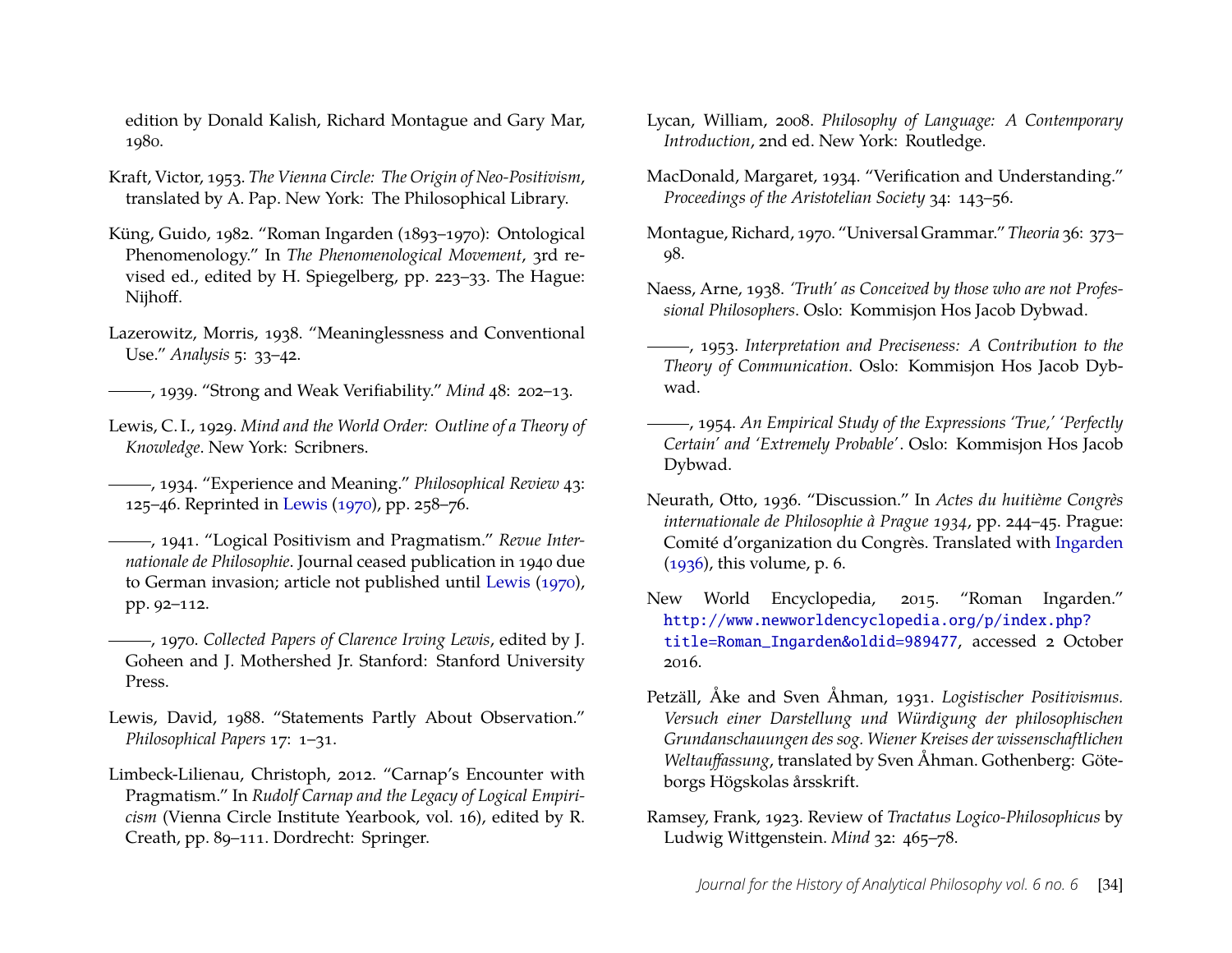edition by Donald Kalish, Richard Montague and Gary Mar, 1980.

Kraft, Victor, 1953. *The Vienna Circle: The Origin of Neo-Positivism*, translated by A. Pap. New York: The Philosophical Library.

Küng, Guido, 1982. "Roman Ingarden (1893–1970): Ontological Phenomenology." In *The Phenomenological Movement*, 3rd revised ed., edited by H. Spiegelberg, pp. 223–33. The Hague: Nijhoff.

Lazerowitz, Morris, 1938. "Meaninglessness and Conventional Use." *Analysis* 5: 33–42.

———, 1939. "Strong and Weak Verifiability." *Mind* 48: 202–13.

Lewis, C. I., 1929. *Mind and the World Order: Outline of a Theory of Knowledge*. New York: Scribners.

———, 1934. "Experience and Meaning." *Philosophical Review* 43: 125–46. Reprinted in Lewis (1970), pp. 258–76.

———, 1941. "Logical Positivism and Pragmatism." *Revue Internationale de Philosophie*. Journal ceased publication in 1940 due to German invasion; article not published until Lewis (1970), pp. 92–112.

———, 1970. *Collected Papers of Clarence Irving Lewis*, edited by J. Goheen and J. Mothershed Jr. Stanford: Stanford University Press.

Lewis, David, 1988. "Statements Partly About Observation." *Philosophical Papers* 17: 1–31.

Limbeck-Lilienau, Christoph, 2012. "Carnap's Encounter with Pragmatism." In *Rudolf Carnap and the Legacy of Logical Empiricism* (Vienna Circle Institute Yearbook, vol. 16), edited by R. Creath, pp. 89–111. Dordrecht: Springer.

Lycan, William, 2008. *Philosophy of Language: A Contemporary Introduction*, 2nd ed. New York: Routledge.

MacDonald, Margaret, 1934. "Verification and Understanding." *Proceedings of the Aristotelian Society* 34: 143–56.

Montague, Richard, 1970. "Universal Grammar." *Theoria* 36: 373–98.

Naess, Arne, 1938. *'Truth' as Conceived by those who are not Professional Philosophers*. Oslo: Kommisjon Hos Jacob Dybwad.

———, 1953. *Interpretation and Preciseness: A Contribution to the Theory of Communication*. Oslo: Kommisjon Hos Jacob Dybwad.

———, 1954. *An Empirical Study of the Expressions 'True,' 'Perfectly Certain' and 'Extremely Probable'*. Oslo: Kommisjon Hos Jacob Dybwad.

Neurath, Otto, 1936. "Discussion." In *Actes du huitième Congrès internationale de Philosophie à Prague 1934*, pp. 244–45. Prague: Comité d'organization du Congrès. Translated with Ingarden (1936), this volume, p. 6.

New World Encyclopedia, 2015. "Roman Ingarden." http://www.newworldencyclopedia.org/p/index.php?title=Roman_Ingarden&oldid=989477, accessed 2 October 2016.

Petzäll, Åke and Sven Åhman, 1931. *Logistischer Positivismus. Versuch einer Darstellung und Würdigung der philosophischen Grundanschauungen des sog. Wiener Kreises der wissenschaftlichen Weltauffassung*, translated by Sven Åhman. Gothenberg: Göteborgs Högskolas årsskrift.

Ramsey, Frank, 1923. Review of *Tractatus Logico-Philosophicus* by Ludwig Wittgenstein. *Mind* 32: 465–78.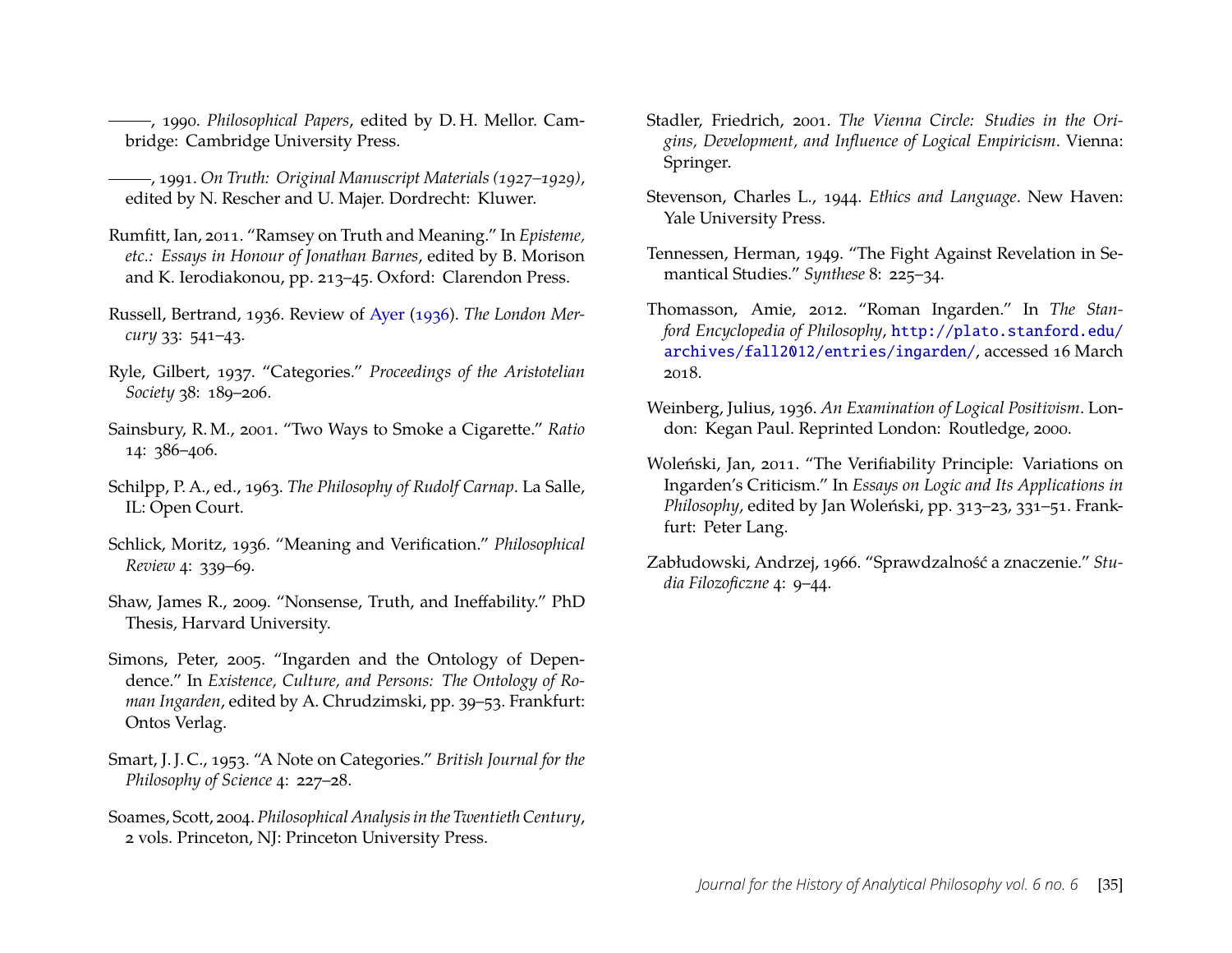———, 1990. *Philosophical Papers*, edited by D. H. Mellor. Cambridge: Cambridge University Press.

———, 1991. *On Truth: Original Manuscript Materials (1927–1929)*, edited by N. Rescher and U. Majer. Dordrecht: Kluwer.

Rumfitt, Ian, 2011. "Ramsey on Truth and Meaning." In *Episteme, etc.: Essays in Honour of Jonathan Barnes*, edited by B. Morison and K. Ierodiakonou, pp. 213–45. Oxford: Clarendon Press.

Russell, Bertrand, 1936. Review of Ayer (1936). *The London Mercury* 33: 541–43.

Ryle, Gilbert, 1937. "Categories." *Proceedings of the Aristotelian Society* 38: 189–206.

Sainsbury, R. M., 2001. "Two Ways to Smoke a Cigarette." *Ratio* 14: 386–406.

Schilpp, P. A., ed., 1963. *The Philosophy of Rudolf Carnap*. La Salle, IL: Open Court.

Schlick, Moritz, 1936. "Meaning and Verification." *Philosophical Review* 4: 339–69.

Shaw, James R., 2009. "Nonsense, Truth, and Ineffability." PhD Thesis, Harvard University.

Simons, Peter, 2005. "Ingarden and the Ontology of Dependence." In *Existence, Culture, and Persons: The Ontology of Roman Ingarden*, edited by A. Chrudzimski, pp. 39–53. Frankfurt: Ontos Verlag.

Smart, J. J. C., 1953. "A Note on Categories." *British Journal for the Philosophy of Science* 4: 227–28.

Soames, Scott, 2004. *Philosophical Analysis in the Twentieth Century*, 2 vols. Princeton, NJ: Princeton University Press.

Stadler, Friedrich, 2001. *The Vienna Circle: Studies in the Origins, Development, and Influence of Logical Empiricism*. Vienna: Springer.

Stevenson, Charles L., 1944. *Ethics and Language*. New Haven: Yale University Press.

Tennessen, Herman, 1949. "The Fight Against Revelation in Semantical Studies." *Synthese* 8: 225–34.

Thomasson, Amie, 2012. "Roman Ingarden." In *The Stanford Encyclopedia of Philosophy*, http://plato.stanford.edu/archives/fall2012/entries/ingarden/, accessed 16 March 2018.

Weinberg, Julius, 1936. *An Examination of Logical Positivism*. London: Kegan Paul. Reprinted London: Routledge, 2000.

Woleński, Jan, 2011. "The Verifiability Principle: Variations on Ingarden's Criticism." In *Essays on Logic and Its Applications in Philosophy*, edited by Jan Woleński, pp. 313–23, 331–51. Frankfurt: Peter Lang.

Zabłudowski, Andrzej, 1966. "Sprawdzalność a znaczenie." *Studia Filozoficzne* 4: 9–44.